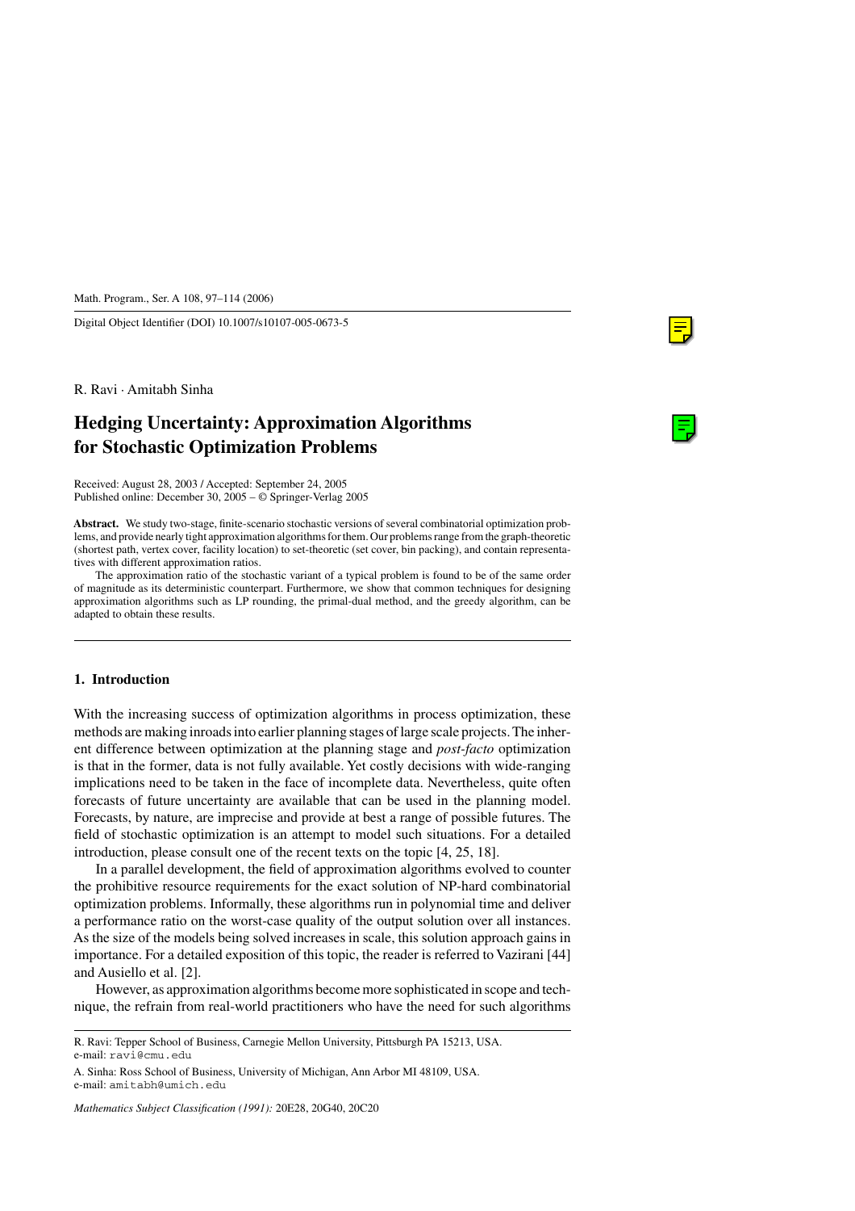Digital Object Identifier (DOI) 10.1007/s10107-005-0673-5

R. Ravi · Amitabh Sinha

# Hedging Uncertainty: Approximation Algorithms for Stochastic Optimization Problems

Received: August 28, 2003 / Accepted: September 24, 2005
Published online: December 30, 2005 – © Springer-Verlag 2005

**Abstract.** We study two-stage, finite-scenario stochastic versions of several combinatorial optimization problems, and provide nearly tight approximation algorithms for them. Our problems range from the graph-theoretic (shortest path, vertex cover, facility location) to set-theoretic (set cover, bin packing), and contain representatives with different approximation ratios.

The approximation ratio of the stochastic variant of a typical problem is found to be of the same order of magnitude as its deterministic counterpart. Furthermore, we show that common techniques for designing approximation algorithms such as LP rounding, the primal-dual method, and the greedy algorithm, can be adapted to obtain these results.

## 1. Introduction

With the increasing success of optimization algorithms in process optimization, these methods are making inroads into earlier planning stages of large scale projects. The inherent difference between optimization at the planning stage and *post-facto* optimization is that in the former, data is not fully available. Yet costly decisions with wide-ranging implications need to be taken in the face of incomplete data. Nevertheless, quite often forecasts of future uncertainty are available that can be used in the planning model. Forecasts, by nature, are imprecise and provide at best a range of possible futures. The field of stochastic optimization is an attempt to model such situations. For a detailed introduction, please consult one of the recent texts on the topic [4, 25, 18].

In a parallel development, the field of approximation algorithms evolved to counter the prohibitive resource requirements for the exact solution of NP-hard combinatorial optimization problems. Informally, these algorithms run in polynomial time and deliver a performance ratio on the worst-case quality of the output solution over all instances. As the size of the models being solved increases in scale, this solution approach gains in importance. For a detailed exposition of this topic, the reader is referred to Vazirani [44] and Ausiello et al. [2].

However, as approximation algorithms become more sophisticated in scope and technique, the refrain from real-world practitioners who have the need for such algorithms

R. Ravi: Tepper School of Business, Carnegie Mellon University, Pittsburgh PA 15213, USA. e-mail: ravi@cmu.edu

A. Sinha: Ross School of Business, University of Michigan, Ann Arbor MI 48109, USA. e-mail: amitabh@umich.edu

*Mathematics Subject Classification (1991):* 20E28, 20G40, 20C20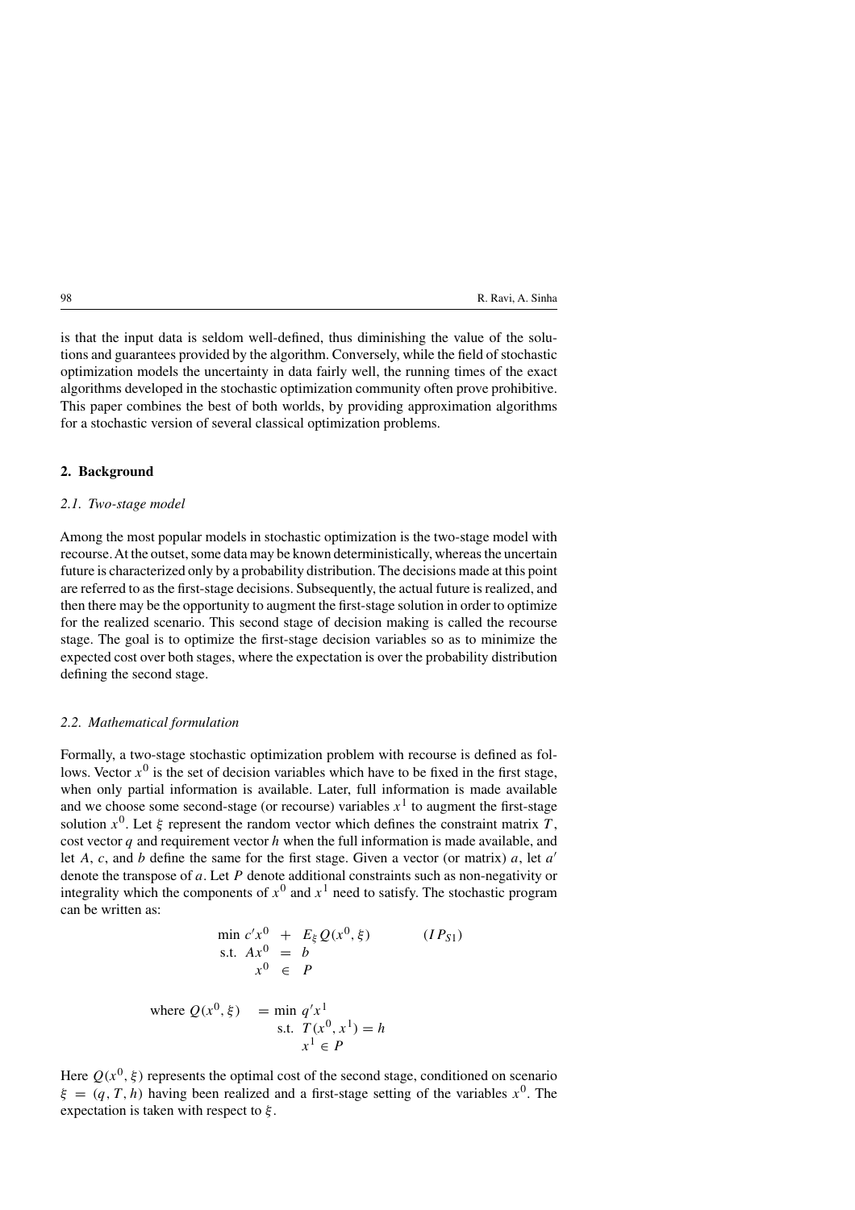is that the input data is seldom well-defined, thus diminishing the value of the solutions and guarantees provided by the algorithm. Conversely, while the field of stochastic optimization models the uncertainty in data fairly well, the running times of the exact algorithms developed in the stochastic optimization community often prove prohibitive. This paper combines the best of both worlds, by providing approximation algorithms for a stochastic version of several classical optimization problems.

## 2. Background

### 2.1. Two-stage model

Among the most popular models in stochastic optimization is the two-stage model with recourse. At the outset, some data may be known deterministically, whereas the uncertain future is characterized only by a probability distribution. The decisions made at this point are referred to as the first-stage decisions. Subsequently, the actual future is realized, and then there may be the opportunity to augment the first-stage solution in order to optimize for the realized scenario. This second stage of decision making is called the recourse stage. The goal is to optimize the first-stage decision variables so as to minimize the expected cost over both stages, where the expectation is over the probability distribution defining the second stage.

### 2.2. Mathematical formulation

Formally, a two-stage stochastic optimization problem with recourse is defined as follows. Vector $x^0$ is the set of decision variables which have to be fixed in the first stage, when only partial information is available. Later, full information is made available and we choose some second-stage (or recourse) variables $x^1$ to augment the first-stage solution $x^0$. Let $\xi$ represent the random vector which defines the constraint matrix $T$, cost vector $q$ and requirement vector $h$ when the full information is made available, and let $A$, $c$, and $b$ define the same for the first stage. Given a vector (or matrix) $a$, let $a'$ denote the transpose of $a$. Let $P$ denote additional constraints such as non-negativity or integrality which the components of $x^0$ and $x^1$ need to satisfy. The stochastic program can be written as:

$$
\begin{aligned}
\min\ & c'x^0 + E_\xi Q(x^0, \xi) \qquad (IP_{S1}) \\
\text{s.t.}\ & Ax^0 = b \\
& x^0 \in P
\end{aligned}
$$

$$
\begin{aligned}
\text{where } Q(x^0, \xi) = \min\ & q'x^1 \\
\text{s.t.}\ & T(x^0, x^1) = h \\
& x^1 \in P
\end{aligned}
$$

Here $Q(x^0, \xi)$ represents the optimal cost of the second stage, conditioned on scenario $\xi = (q, T, h)$ having been realized and a first-stage setting of the variables $x^0$. The expectation is taken with respect to $\xi$.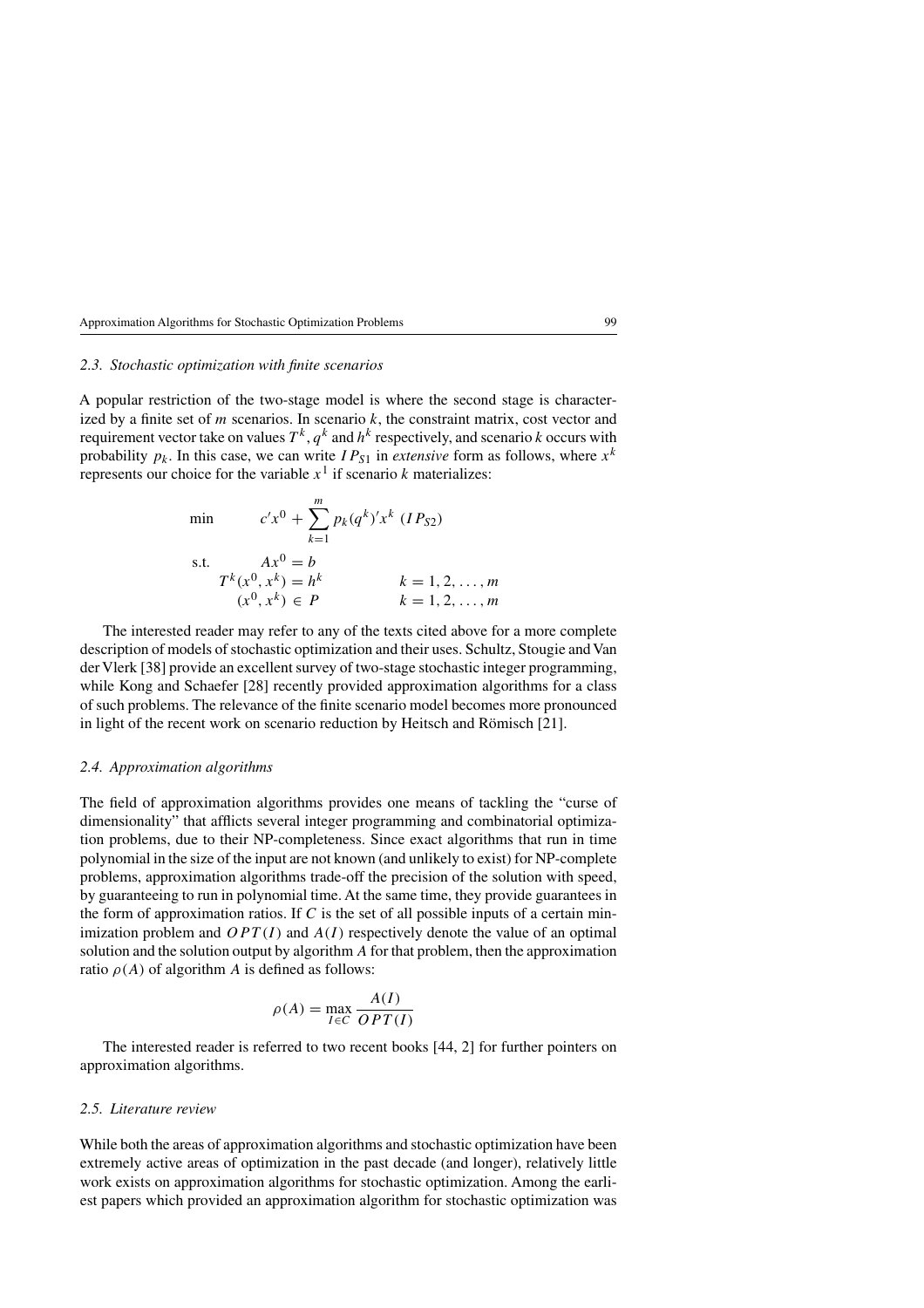### 2.3. Stochastic optimization with finite scenarios

A popular restriction of the two-stage model is where the second stage is characterized by a finite set of $m$ scenarios. In scenario $k$, the constraint matrix, cost vector and requirement vector take on values $T^k$, $q^k$ and $h^k$ respectively, and scenario $k$ occurs with probability $p_k$. In this case, we can write $IP_{S1}$ in *extensive* form as follows, where $x^k$ represents our choice for the variable $x^1$ if scenario $k$ materializes:

$$
\begin{aligned}
\min \quad & c'x^0 + \sum_{k=1}^{m} p_k (q^k)' x^k \quad (IP_{S2}) \\
\text{s.t.} \quad & Ax^0 = b \\
& T^k(x^0, x^k) = h^k \qquad k = 1, 2, \ldots, m \\
& (x^0, x^k) \in P \qquad k = 1, 2, \ldots, m
\end{aligned}
$$

The interested reader may refer to any of the texts cited above for a more complete description of models of stochastic optimization and their uses. Schultz, Stougie and Van der Vlerk [38] provide an excellent survey of two-stage stochastic integer programming, while Kong and Schaefer [28] recently provided approximation algorithms for a class of such problems. The relevance of the finite scenario model becomes more pronounced in light of the recent work on scenario reduction by Heitsch and Römisch [21].

### 2.4. Approximation algorithms

The field of approximation algorithms provides one means of tackling the "curse of dimensionality" that afflicts several integer programming and combinatorial optimization problems, due to their NP-completeness. Since exact algorithms that run in time polynomial in the size of the input are not known (and unlikely to exist) for NP-complete problems, approximation algorithms trade-off the precision of the solution with speed, by guaranteeing to run in polynomial time. At the same time, they provide guarantees in the form of approximation ratios. If $C$ is the set of all possible inputs of a certain minimization problem and $OPT(I)$ and $A(I)$ respectively denote the value of an optimal solution and the solution output by algorithm $A$ for that problem, then the approximation ratio $\rho(A)$ of algorithm $A$ is defined as follows:

$$
\rho(A) = \max_{I \in C} \frac{A(I)}{OPT(I)}
$$

The interested reader is referred to two recent books [44, 2] for further pointers on approximation algorithms.

### 2.5. Literature review

While both the areas of approximation algorithms and stochastic optimization have been extremely active areas of optimization in the past decade (and longer), relatively little work exists on approximation algorithms for stochastic optimization. Among the earliest papers which provided an approximation algorithm for stochastic optimization was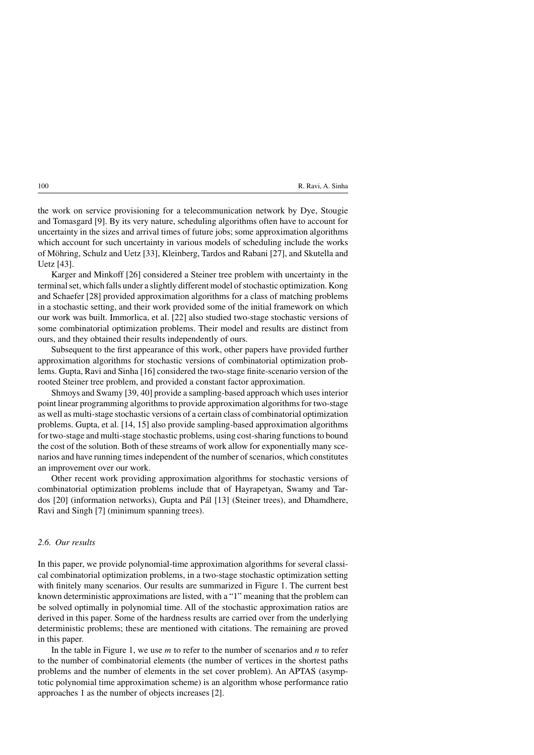the work on service provisioning for a telecommunication network by Dye, Stougie and Tomasgard [9]. By its very nature, scheduling algorithms often have to account for uncertainty in the sizes and arrival times of future jobs; some approximation algorithms which account for such uncertainty in various models of scheduling include the works of Möhring, Schulz and Uetz [33], Kleinberg, Tardos and Rabani [27], and Skutella and Uetz [43].

Karger and Minkoff [26] considered a Steiner tree problem with uncertainty in the terminal set, which falls under a slightly different model of stochastic optimization. Kong and Schaefer [28] provided approximation algorithms for a class of matching problems in a stochastic setting, and their work provided some of the initial framework on which our work was built. Immorlica, et al. [22] also studied two-stage stochastic versions of some combinatorial optimization problems. Their model and results are distinct from ours, and they obtained their results independently of ours.

Subsequent to the first appearance of this work, other papers have provided further approximation algorithms for stochastic versions of combinatorial optimization problems. Gupta, Ravi and Sinha [16] considered the two-stage finite-scenario version of the rooted Steiner tree problem, and provided a constant factor approximation.

Shmoys and Swamy [39, 40] provide a sampling-based approach which uses interior point linear programming algorithms to provide approximation algorithms for two-stage as well as multi-stage stochastic versions of a certain class of combinatorial optimization problems. Gupta, et al. [14, 15] also provide sampling-based approximation algorithms for two-stage and multi-stage stochastic problems, using cost-sharing functions to bound the cost of the solution. Both of these streams of work allow for exponentially many scenarios and have running times independent of the number of scenarios, which constitutes an improvement over our work.

Other recent work providing approximation algorithms for stochastic versions of combinatorial optimization problems include that of Hayrapetyan, Swamy and Tardos [20] (information networks), Gupta and Pál [13] (Steiner trees), and Dhamdhere, Ravi and Singh [7] (minimum spanning trees).

### *2.6. Our results*

In this paper, we provide polynomial-time approximation algorithms for several classical combinatorial optimization problems, in a two-stage stochastic optimization setting with finitely many scenarios. Our results are summarized in Figure 1. The current best known deterministic approximations are listed, with a "1" meaning that the problem can be solved optimally in polynomial time. All of the stochastic approximation ratios are derived in this paper. Some of the hardness results are carried over from the underlying deterministic problems; these are mentioned with citations. The remaining are proved in this paper.

In the table in Figure 1, we use $m$ to refer to the number of scenarios and $n$ to refer to the number of combinatorial elements (the number of vertices in the shortest paths problems and the number of elements in the set cover problem). An APTAS (asymptotic polynomial time approximation scheme) is an algorithm whose performance ratio approaches 1 as the number of objects increases [2].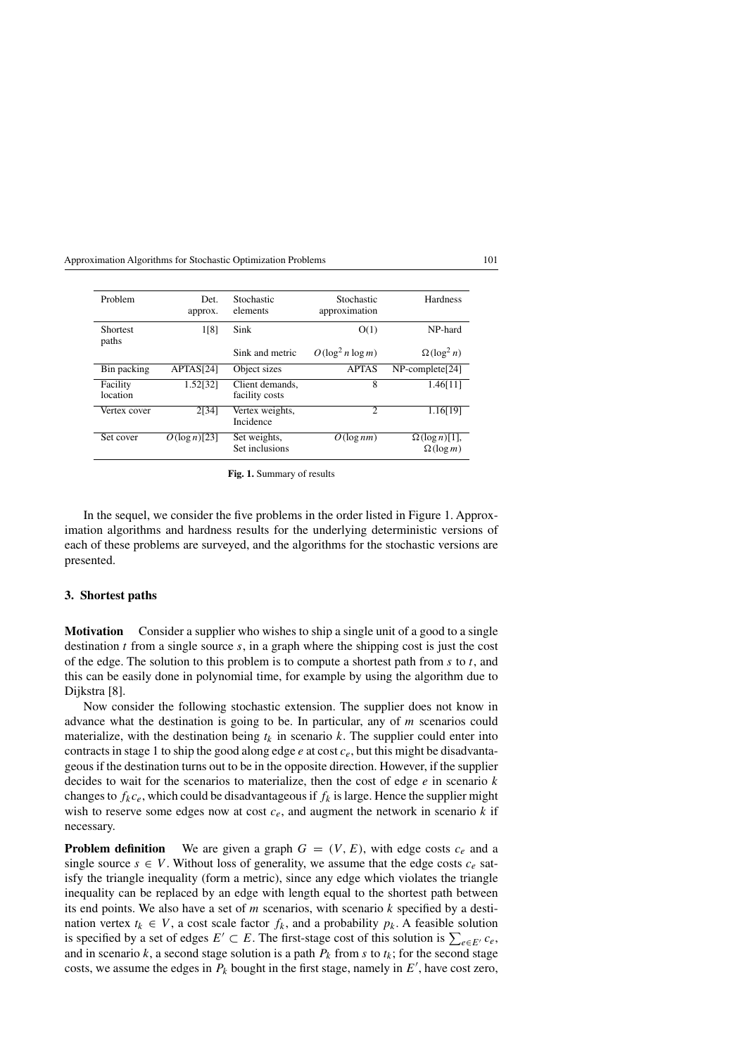| Problem | Det. approx. | Stochastic elements | Stochastic approximation | Hardness |
| --- | --- | --- | --- | --- |
| Shortest paths | 1[8] | Sink | O(1) | NP-hard |
| | | Sink and metric | $O(\log^2 n \log m)$ | $\Omega(\log^2 n)$ |
| Bin packing | APTAS[24] | Object sizes | APTAS | NP-complete[24] |
| Facility location | 1.52[32] | Client demands, facility costs | 8 | 1.46[11] |
| Vertex cover | 2[34] | Vertex weights, Incidence | 2 | 1.16[19] |
| Set cover | $O(\log n)$[23] | Set weights, Set inclusions | $O(\log nm)$ | $\Omega(\log n)$[1], $\Omega(\log m)$ |

**Fig. 1.** Summary of results

In the sequel, we consider the five problems in the order listed in Figure 1. Approximation algorithms and hardness results for the underlying deterministic versions of each of these problems are surveyed, and the algorithms for the stochastic versions are presented.

### 3. Shortest paths

**Motivation** Consider a supplier who wishes to ship a single unit of a good to a single destination $t$ from a single source $s$, in a graph where the shipping cost is just the cost of the edge. The solution to this problem is to compute a shortest path from $s$ to $t$, and this can be easily done in polynomial time, for example by using the algorithm due to Dijkstra [8].

Now consider the following stochastic extension. The supplier does not know in advance what the destination is going to be. In particular, any of $m$ scenarios could materialize, with the destination being $t_k$ in scenario $k$. The supplier could enter into contracts in stage 1 to ship the good along edge $e$ at cost $c_e$, but this might be disadvantageous if the destination turns out to be in the opposite direction. However, if the supplier decides to wait for the scenarios to materialize, then the cost of edge $e$ in scenario $k$ changes to $f_k c_e$, which could be disadvantageous if $f_k$ is large. Hence the supplier might wish to reserve some edges now at cost $c_e$, and augment the network in scenario $k$ if necessary.

**Problem definition** We are given a graph $G = (V, E)$, with edge costs $c_e$ and a single source $s \in V$. Without loss of generality, we assume that the edge costs $c_e$ satisfy the triangle inequality (form a metric), since any edge which violates the triangle inequality can be replaced by an edge with length equal to the shortest path between its end points. We also have a set of $m$ scenarios, with scenario $k$ specified by a destination vertex $t_k \in V$, a cost scale factor $f_k$, and a probability $p_k$. A feasible solution is specified by a set of edges $E' \subset E$. The first-stage cost of this solution is $\sum_{e \in E'} c_e$, and in scenario $k$, a second stage solution is a path $P_k$ from $s$ to $t_k$; for the second stage costs, we assume the edges in $P_k$ bought in the first stage, namely in $E'$, have cost zero,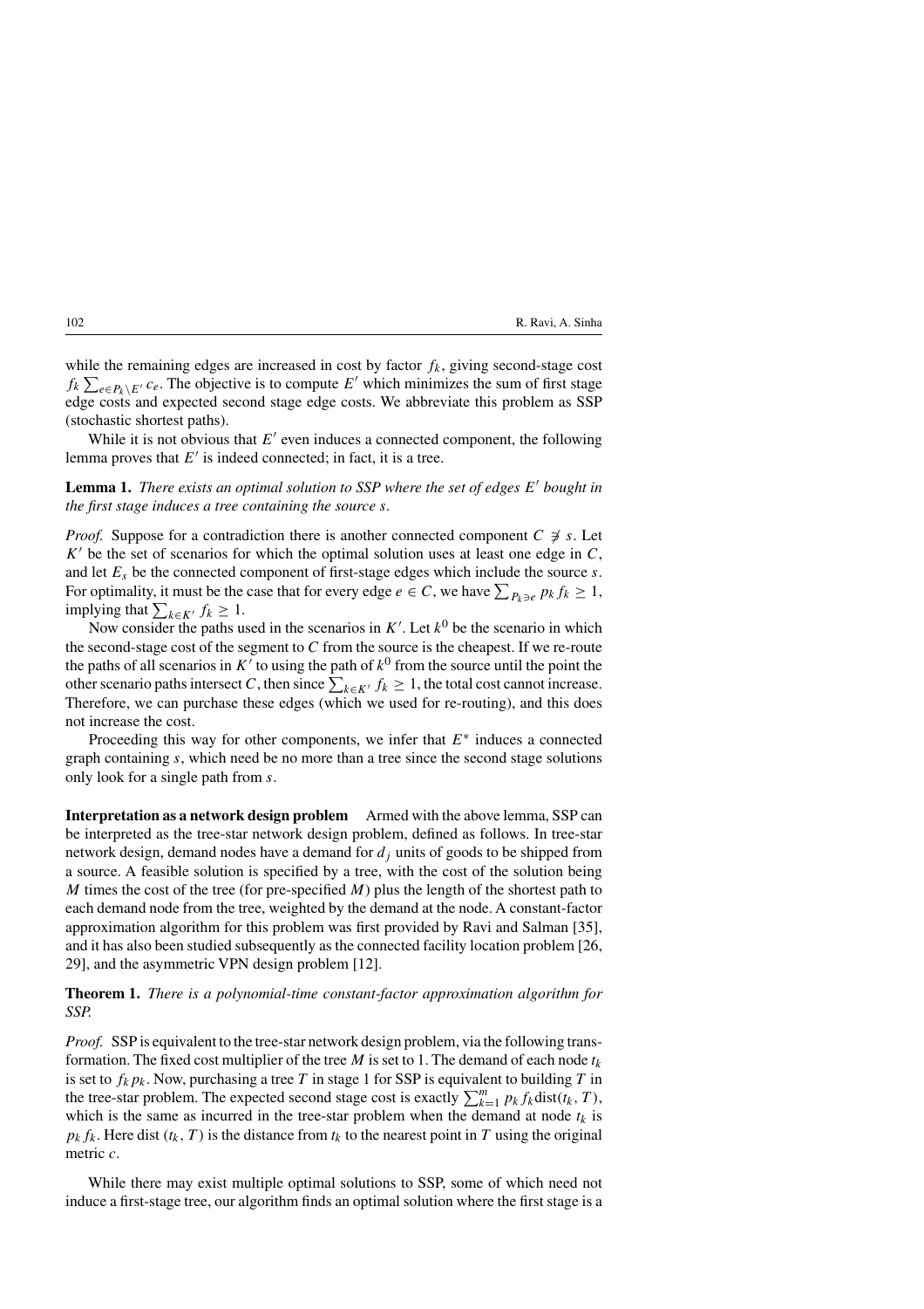while the remaining edges are increased in cost by factor $f_k$, giving second-stage cost $f_k \sum_{e \in P_k \setminus E'} c_e$. The objective is to compute $E'$ which minimizes the sum of first stage edge costs and expected second stage edge costs. We abbreviate this problem as SSP (stochastic shortest paths).

While it is not obvious that $E'$ even induces a connected component, the following lemma proves that $E'$ is indeed connected; in fact, it is a tree.

**Lemma 1.** *There exists an optimal solution to SSP where the set of edges $E'$ bought in the first stage induces a tree containing the source $s$.*

*Proof.* Suppose for a contradiction there is another connected component $C \not\ni s$. Let $K'$ be the set of scenarios for which the optimal solution uses at least one edge in $C$, and let $E_s$ be the connected component of first-stage edges which include the source $s$. For optimality, it must be the case that for every edge $e \in C$, we have $\sum_{P_k \ni e} p_k f_k \geq 1$, implying that $\sum_{k \in K'} f_k \geq 1$.

Now consider the paths used in the scenarios in $K'$. Let $k^0$ be the scenario in which the second-stage cost of the segment to $C$ from the source is the cheapest. If we re-route the paths of all scenarios in $K'$ to using the path of $k^0$ from the source until the point the other scenario paths intersect $C$, then since $\sum_{k \in K'} f_k \geq 1$, the total cost cannot increase. Therefore, we can purchase these edges (which we used for re-routing), and this does not increase the cost.

Proceeding this way for other components, we infer that $E^*$ induces a connected graph containing $s$, which need be no more than a tree since the second stage solutions only look for a single path from $s$.

**Interpretation as a network design problem** Armed with the above lemma, SSP can be interpreted as the tree-star network design problem, defined as follows. In tree-star network design, demand nodes have a demand for $d_j$ units of goods to be shipped from a source. A feasible solution is specified by a tree, with the cost of the solution being $M$ times the cost of the tree (for pre-specified $M$) plus the length of the shortest path to each demand node from the tree, weighted by the demand at the node. A constant-factor approximation algorithm for this problem was first provided by Ravi and Salman [35], and it has also been studied subsequently as the connected facility location problem [26, 29], and the asymmetric VPN design problem [12].

**Theorem 1.** *There is a polynomial-time constant-factor approximation algorithm for SSP.*

*Proof.* SSP is equivalent to the tree-star network design problem, via the following transformation. The fixed cost multiplier of the tree $M$ is set to 1. The demand of each node $t_k$ is set to $f_k p_k$. Now, purchasing a tree $T$ in stage 1 for SSP is equivalent to building $T$ in the tree-star problem. The expected second stage cost is exactly $\sum_{k=1}^{m} p_k f_k \text{dist}(t_k, T)$, which is the same as incurred in the tree-star problem when the demand at node $t_k$ is $p_k f_k$. Here dist $(t_k, T)$ is the distance from $t_k$ to the nearest point in $T$ using the original metric $c$.

While there may exist multiple optimal solutions to SSP, some of which need not induce a first-stage tree, our algorithm finds an optimal solution where the first stage is a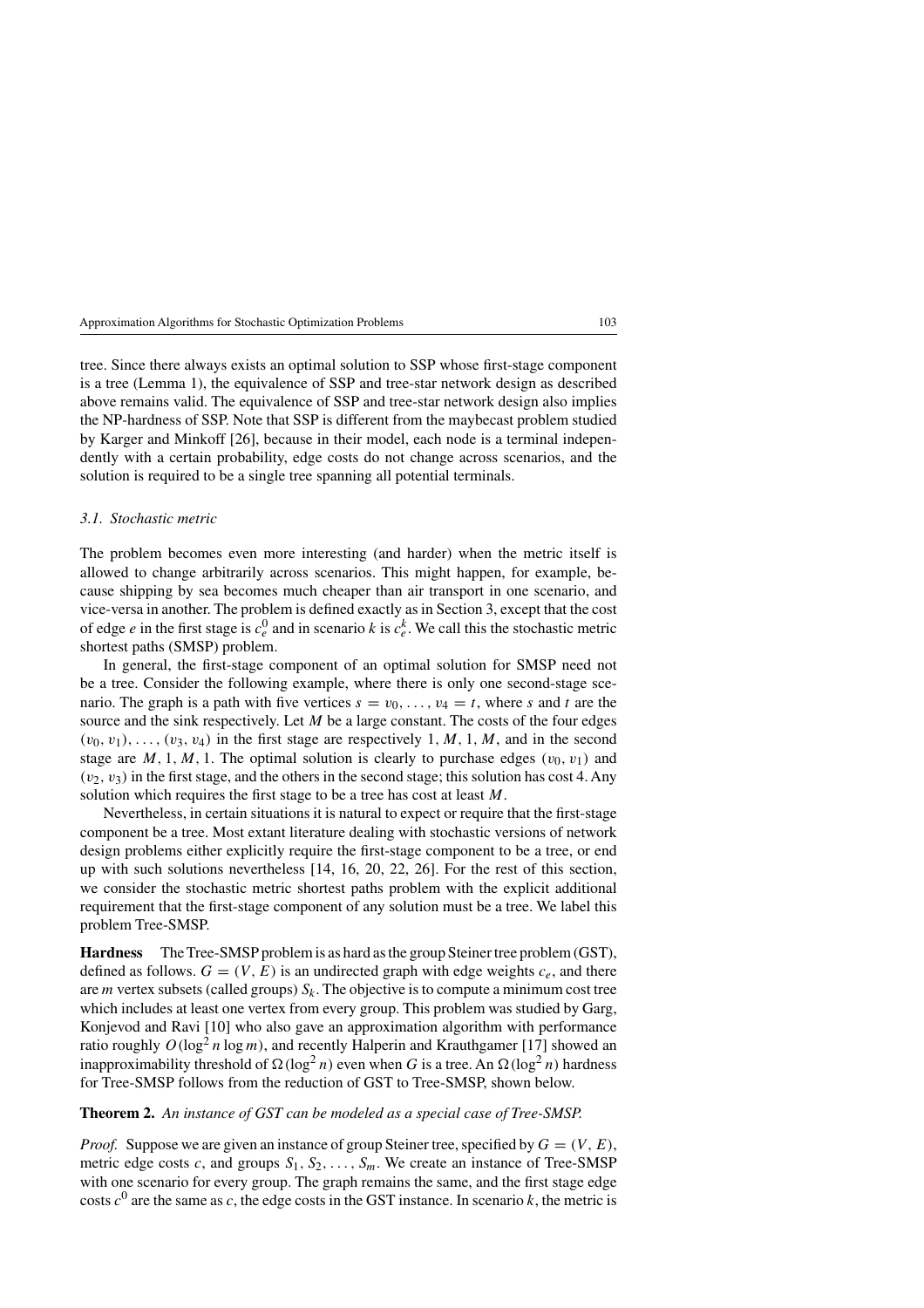tree. Since there always exists an optimal solution to SSP whose first-stage component is a tree (Lemma 1), the equivalence of SSP and tree-star network design as described above remains valid. The equivalence of SSP and tree-star network design also implies the NP-hardness of SSP. Note that SSP is different from the maybecast problem studied by Karger and Minkoff [26], because in their model, each node is a terminal independently with a certain probability, edge costs do not change across scenarios, and the solution is required to be a single tree spanning all potential terminals.

### 3.1. Stochastic metric

The problem becomes even more interesting (and harder) when the metric itself is allowed to change arbitrarily across scenarios. This might happen, for example, because shipping by sea becomes much cheaper than air transport in one scenario, and vice-versa in another. The problem is defined exactly as in Section 3, except that the cost of edge $e$ in the first stage is $c_e^0$ and in scenario $k$ is $c_e^k$. We call this the stochastic metric shortest paths (SMSP) problem.

In general, the first-stage component of an optimal solution for SMSP need not be a tree. Consider the following example, where there is only one second-stage scenario. The graph is a path with five vertices $s = v_0, \ldots, v_4 = t$, where $s$ and $t$ are the source and the sink respectively. Let $M$ be a large constant. The costs of the four edges $(v_0, v_1), \ldots, (v_3, v_4)$ in the first stage are respectively $1, M, 1, M$, and in the second stage are $M, 1, M, 1$. The optimal solution is clearly to purchase edges $(v_0, v_1)$ and $(v_2, v_3)$ in the first stage, and the others in the second stage; this solution has cost 4. Any solution which requires the first stage to be a tree has cost at least $M$.

Nevertheless, in certain situations it is natural to expect or require that the first-stage component be a tree. Most extant literature dealing with stochastic versions of network design problems either explicitly require the first-stage component to be a tree, or end up with such solutions nevertheless [14, 16, 20, 22, 26]. For the rest of this section, we consider the stochastic metric shortest paths problem with the explicit additional requirement that the first-stage component of any solution must be a tree. We label this problem Tree-SMSP.

**Hardness** The Tree-SMSP problem is as hard as the group Steiner tree problem (GST), defined as follows. $G = (V, E)$ is an undirected graph with edge weights $c_e$, and there are $m$ vertex subsets (called groups) $S_k$. The objective is to compute a minimum cost tree which includes at least one vertex from every group. This problem was studied by Garg, Konjevod and Ravi [10] who also gave an approximation algorithm with performance ratio roughly $O(\log^2 n \log m)$, and recently Halperin and Krauthgamer [17] showed an inapproximability threshold of $\Omega(\log^2 n)$ even when $G$ is a tree. An $\Omega(\log^2 n)$ hardness for Tree-SMSP follows from the reduction of GST to Tree-SMSP, shown below.

**Theorem 2.** *An instance of GST can be modeled as a special case of Tree-SMSP.*

*Proof.* Suppose we are given an instance of group Steiner tree, specified by $G = (V, E)$, metric edge costs $c$, and groups $S_1, S_2, \ldots, S_m$. We create an instance of Tree-SMSP with one scenario for every group. The graph remains the same, and the first stage edge costs $c^0$ are the same as $c$, the edge costs in the GST instance. In scenario $k$, the metric is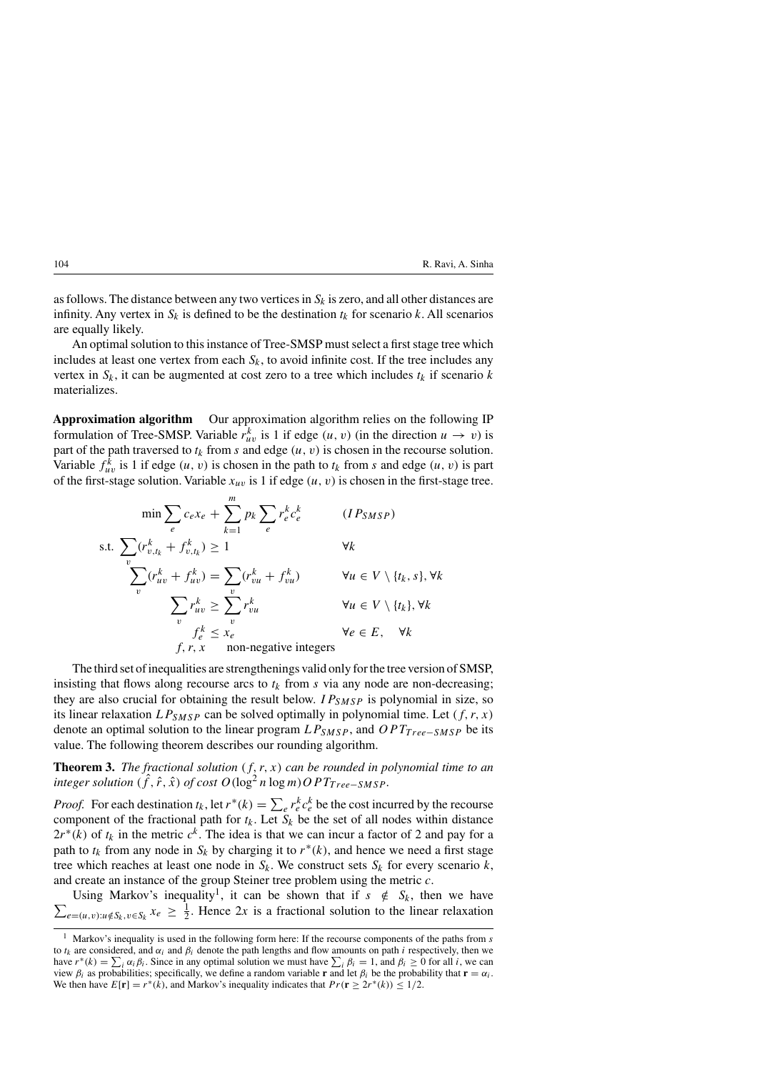as follows. The distance between any two vertices in $S_k$ is zero, and all other distances are infinity. Any vertex in $S_k$ is defined to be the destination $t_k$ for scenario $k$. All scenarios are equally likely.

An optimal solution to this instance of Tree-SMSP must select a first stage tree which includes at least one vertex from each $S_k$, to avoid infinite cost. If the tree includes any vertex in $S_k$, it can be augmented at cost zero to a tree which includes $t_k$ if scenario $k$ materializes.

**Approximation algorithm** Our approximation algorithm relies on the following IP formulation of Tree-SMSP. Variable $r^k_{uv}$ is 1 if edge $(u, v)$ (in the direction $u \to v$) is part of the path traversed to $t_k$ from $s$ and edge $(u, v)$ is chosen in the recourse solution. Variable $f^k_{uv}$ is 1 if edge $(u, v)$ is chosen in the path to $t_k$ from $s$ and edge $(u, v)$ is part of the first-stage solution. Variable $x_{uv}$ is 1 if edge $(u, v)$ is chosen in the first-stage tree.

$$
\begin{aligned}
\min \sum_e c_e x_e + \sum_{k=1}^m p_k \sum_e r^k_e c^k_e & \qquad (IP_{SMSP}) \\
\text{s.t. } \sum_v (r^k_{v,t_k} + f^k_{v,t_k}) \geq 1 & \qquad \forall k \\
\sum_v (r^k_{uv} + f^k_{uv}) = \sum_v (r^k_{vu} + f^k_{vu}) & \qquad \forall u \in V \setminus \{t_k, s\}, \forall k \\
\sum_v r^k_{uv} \geq \sum_v r^k_{vu} & \qquad \forall u \in V \setminus \{t_k\}, \forall k \\
f^k_e \leq x_e & \qquad \forall e \in E, \quad \forall k \\
f, r, x \quad \text{non-negative integers} &
\end{aligned}
$$

The third set of inequalities are strengthenings valid only for the tree version of SMSP, insisting that flows along recourse arcs to $t_k$ from $s$ via any node are non-decreasing; they are also crucial for obtaining the result below. $IP_{SMSP}$ is polynomial in size, so its linear relaxation $LP_{SMSP}$ can be solved optimally in polynomial time. Let $(f, r, x)$ denote an optimal solution to the linear program $LP_{SMSP}$, and $OPT_{Tree-SMSP}$ be its value. The following theorem describes our rounding algorithm.

**Theorem 3.** *The fractional solution $(f, r, x)$ can be rounded in polynomial time to an integer solution $(\hat{f}, \hat{r}, \hat{x})$ of cost $O(\log^2 n \log m) OPT_{Tree-SMSP}$.*

*Proof.* For each destination $t_k$, let $r^*(k) = \sum_e r^k_e c^k_e$ be the cost incurred by the recourse component of the fractional path for $t_k$. Let $S_k$ be the set of all nodes within distance $2r^*(k)$ of $t_k$ in the metric $c^k$. The idea is that we can incur a factor of 2 and pay for a path to $t_k$ from any node in $S_k$ by charging it to $r^*(k)$, and hence we need a first stage tree which reaches at least one node in $S_k$. We construct sets $S_k$ for every scenario $k$, and create an instance of the group Steiner tree problem using the metric $c$.

Using Markov's inequality[1], it can be shown that if $s \notin S_k$, then we have $\sum_{e=(u,v): u \notin S_k, v \in S_k} x_e \geq \frac{1}{2}$. Hence $2x$ is a fractional solution to the linear relaxation

[1] Markov's inequality is used in the following form here: If the recourse components of the paths from $s$ to $t_k$ are considered, and $\alpha_i$ and $\beta_i$ denote the path lengths and flow amounts on path $i$ respectively, then we have $r^*(k) = \sum_i \alpha_i \beta_i$. Since in any optimal solution we must have $\sum_i \beta_i = 1$, and $\beta_i \geq 0$ for all $i$, we can view $\beta_i$ as probabilities; specifically, we define a random variable $\mathbf{r}$ and let $\beta_i$ be the probability that $\mathbf{r} = \alpha_i$. We then have $E[\mathbf{r}] = r^*(k)$, and Markov's inequality indicates that $Pr(\mathbf{r} \geq 2r^*(k)) \leq 1/2$.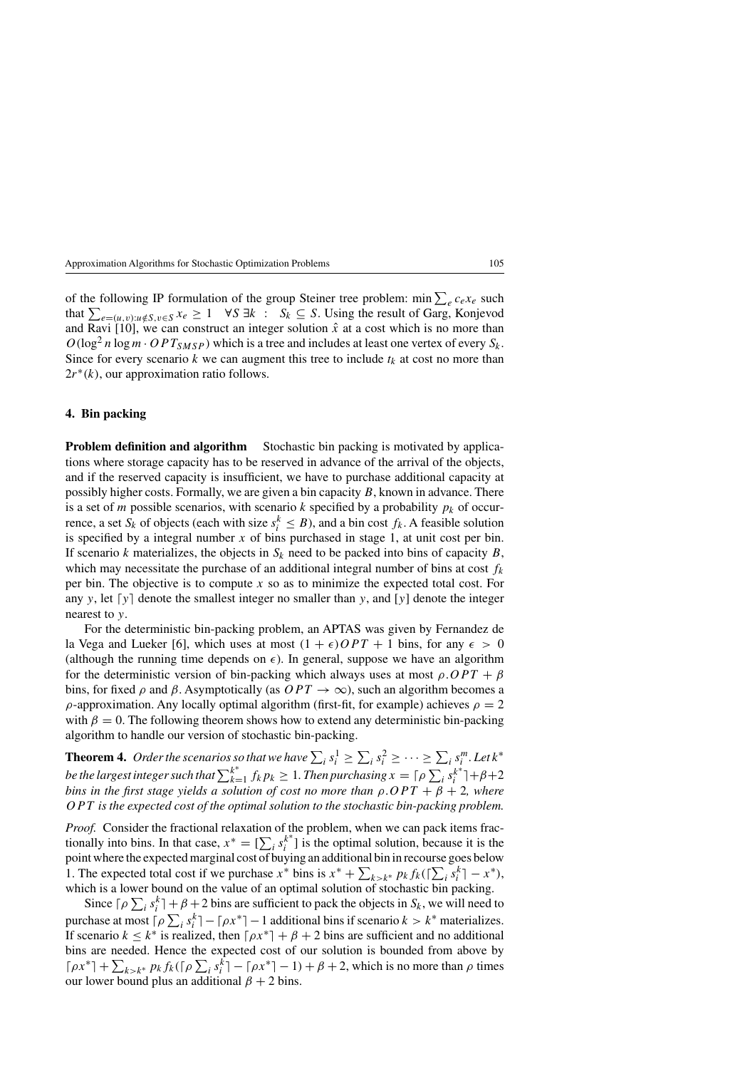of the following IP formulation of the group Steiner tree problem: $\min \sum_e c_e x_e$ such that $\sum_{e=(u,v):u \notin S, v \in S} x_e \geq 1 \quad \forall S\ \exists k\ :\ S_k \subseteq S$. Using the result of Garg, Konjevod and Ravi [10], we can construct an integer solution $\hat{x}$ at a cost which is no more than $O(\log^2 n \log m \cdot OPT_{SMSP})$ which is a tree and includes at least one vertex of every $S_k$. Since for every scenario $k$ we can augment this tree to include $t_k$ at cost no more than $2r^*(k)$, our approximation ratio follows.

## 4. Bin packing

**Problem definition and algorithm** Stochastic bin packing is motivated by applications where storage capacity has to be reserved in advance of the arrival of the objects, and if the reserved capacity is insufficient, we have to purchase additional capacity at possibly higher costs. Formally, we are given a bin capacity $B$, known in advance. There is a set of $m$ possible scenarios, with scenario $k$ specified by a probability $p_k$ of occurrence, a set $S_k$ of objects (each with size $s_i^k \leq B$), and a bin cost $f_k$. A feasible solution is specified by a integral number $x$ of bins purchased in stage 1, at unit cost per bin. If scenario $k$ materializes, the objects in $S_k$ need to be packed into bins of capacity $B$, which may necessitate the purchase of an additional integral number of bins at cost $f_k$ per bin. The objective is to compute $x$ so as to minimize the expected total cost. For any $y$, let $\lceil y \rceil$ denote the smallest integer no smaller than $y$, and $[y]$ denote the integer nearest to $y$.

For the deterministic bin-packing problem, an APTAS was given by Fernandez de la Vega and Lueker [6], which uses at most $(1 + \epsilon)OPT + 1$ bins, for any $\epsilon > 0$ (although the running time depends on $\epsilon$). In general, suppose we have an algorithm for the deterministic version of bin-packing which always uses at most $\rho.OPT + \beta$ bins, for fixed $\rho$ and $\beta$. Asymptotically (as $OPT \to \infty$), such an algorithm becomes a $\rho$-approximation. Any locally optimal algorithm (first-fit, for example) achieves $\rho = 2$ with $\beta = 0$. The following theorem shows how to extend any deterministic bin-packing algorithm to handle our version of stochastic bin-packing.

**Theorem 4.** *Order the scenarios so that we have $\sum_i s_i^1 \geq \sum_i s_i^2 \geq \cdots \geq \sum_i s_i^m$. Let $k^*$ be the largest integer such that $\sum_{k=1}^{k^*} f_k p_k \geq 1$. Then purchasing $x = \lceil \rho \sum_i s_i^{k^*} \rceil + \beta + 2$ bins in the first stage yields a solution of cost no more than $\rho.OPT + \beta + 2$, where $OPT$ is the expected cost of the optimal solution to the stochastic bin-packing problem.*

*Proof.* Consider the fractional relaxation of the problem, when we can pack items fractionally into bins. In that case, $x^* = [\sum_i s_i^{k^*}]$ is the optimal solution, because it is the point where the expected marginal cost of buying an additional bin in recourse goes below 1. The expected total cost if we purchase $x^*$ bins is $x^* + \sum_{k > k^*} p_k f_k (\lceil \sum_i s_i^k \rceil - x^*)$, which is a lower bound on the value of an optimal solution of stochastic bin packing.

Since $\lceil \rho \sum_i s_i^k \rceil + \beta + 2$ bins are sufficient to pack the objects in $S_k$, we will need to purchase at most $\lceil \rho \sum_i s_i^k \rceil - \lceil \rho x^* \rceil - 1$ additional bins if scenario $k > k^*$ materializes. If scenario $k \leq k^*$ is realized, then $\lceil \rho x^* \rceil + \beta + 2$ bins are sufficient and no additional bins are needed. Hence the expected cost of our solution is bounded from above by $\lceil \rho x^* \rceil + \sum_{k > k^*} p_k f_k (\lceil \rho \sum_i s_i^k \rceil - \lceil \rho x^* \rceil - 1) + \beta + 2$, which is no more than $\rho$ times our lower bound plus an additional $\beta + 2$ bins.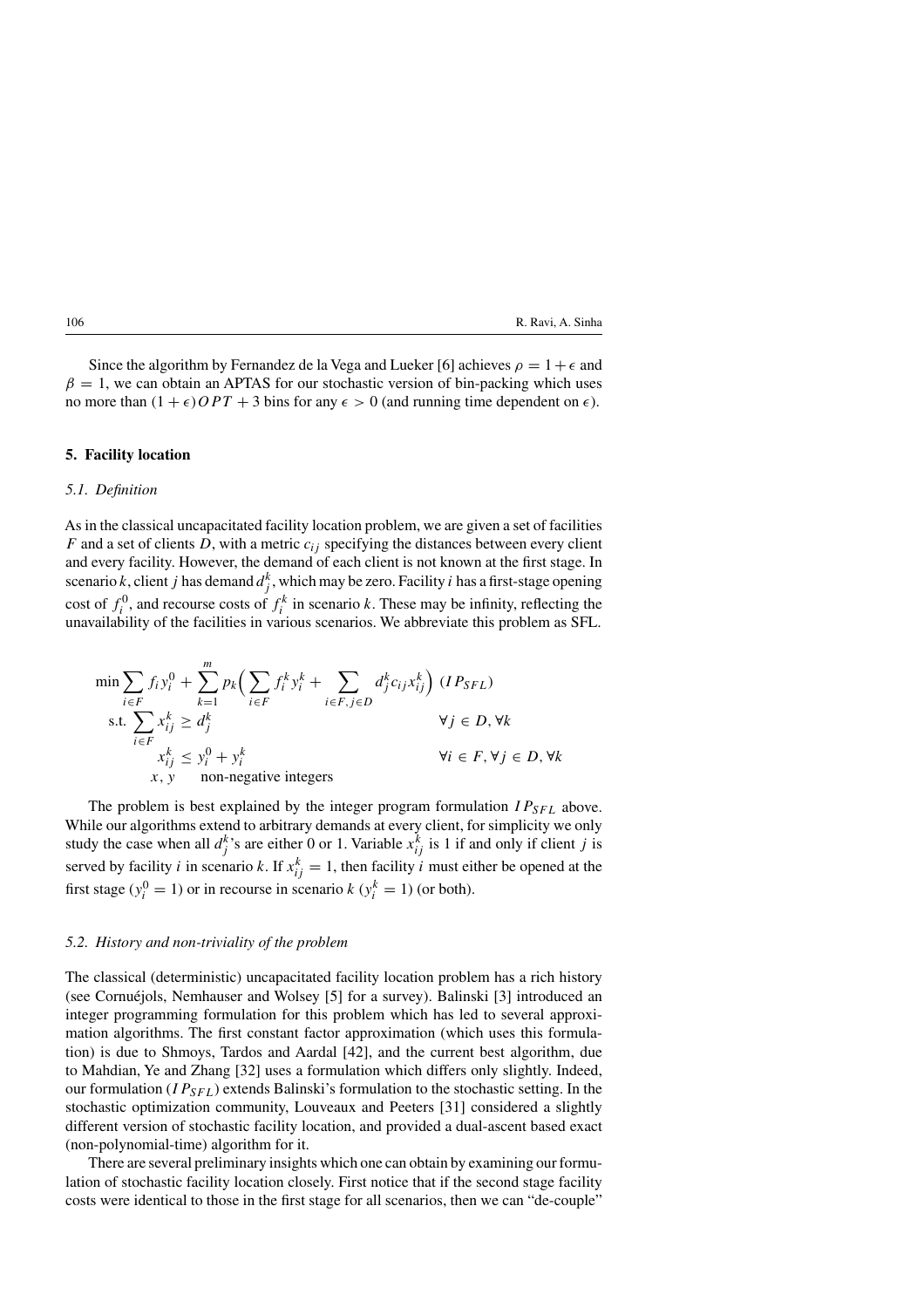Since the algorithm by Fernandez de la Vega and Lueker [6] achieves $\rho = 1 + \epsilon$ and $\beta = 1$, we can obtain an APTAS for our stochastic version of bin-packing which uses no more than $(1 + \epsilon)OPT + 3$ bins for any $\epsilon > 0$ (and running time dependent on $\epsilon$).

## 5. Facility location

### 5.1. Definition

As in the classical uncapacitated facility location problem, we are given a set of facilities $F$ and a set of clients $D$, with a metric $c_{ij}$ specifying the distances between every client and every facility. However, the demand of each client is not known at the first stage. In scenario $k$, client $j$ has demand $d_j^k$, which may be zero. Facility $i$ has a first-stage opening cost of $f_i^0$, and recourse costs of $f_i^k$ in scenario $k$. These may be infinity, reflecting the unavailability of the facilities in various scenarios. We abbreviate this problem as SFL.

$$
\begin{aligned}
\min \sum_{i \in F} f_i y_i^0 + \sum_{k=1}^{m} p_k \Big( \sum_{i \in F} f_i^k y_i^k + \sum_{i \in F, j \in D} d_j^k c_{ij} x_{ij}^k \Big) \quad & (IP_{SFL}) \\
\text{s.t.} \sum_{i \in F} x_{ij}^k \geq d_j^k \qquad & \forall j \in D, \forall k \\
x_{ij}^k \leq y_i^0 + y_i^k \qquad & \forall i \in F, \forall j \in D, \forall k \\
x, y \quad \text{non-negative integers} \qquad &
\end{aligned}
$$

The problem is best explained by the integer program formulation $IP_{SFL}$ above. While our algorithms extend to arbitrary demands at every client, for simplicity we only study the case when all $d_j^k$'s are either 0 or 1. Variable $x_{ij}^k$ is 1 if and only if client $j$ is served by facility $i$ in scenario $k$. If $x_{ij}^k = 1$, then facility $i$ must either be opened at the first stage ($y_i^0 = 1$) or in recourse in scenario $k$ ($y_i^k = 1$) (or both).

### 5.2. History and non-triviality of the problem

The classical (deterministic) uncapacitated facility location problem has a rich history (see Cornuéjols, Nemhauser and Wolsey [5] for a survey). Balinski [3] introduced an integer programming formulation for this problem which has led to several approximation algorithms. The first constant factor approximation (which uses this formulation) is due to Shmoys, Tardos and Aardal [42], and the current best algorithm, due to Mahdian, Ye and Zhang [32] uses a formulation which differs only slightly. Indeed, our formulation ($IP_{SFL}$) extends Balinski's formulation to the stochastic setting. In the stochastic optimization community, Louveaux and Peeters [31] considered a slightly different version of stochastic facility location, and provided a dual-ascent based exact (non-polynomial-time) algorithm for it.

There are several preliminary insights which one can obtain by examining our formulation of stochastic facility location closely. First notice that if the second stage facility costs were identical to those in the first stage for all scenarios, then we can "de-couple"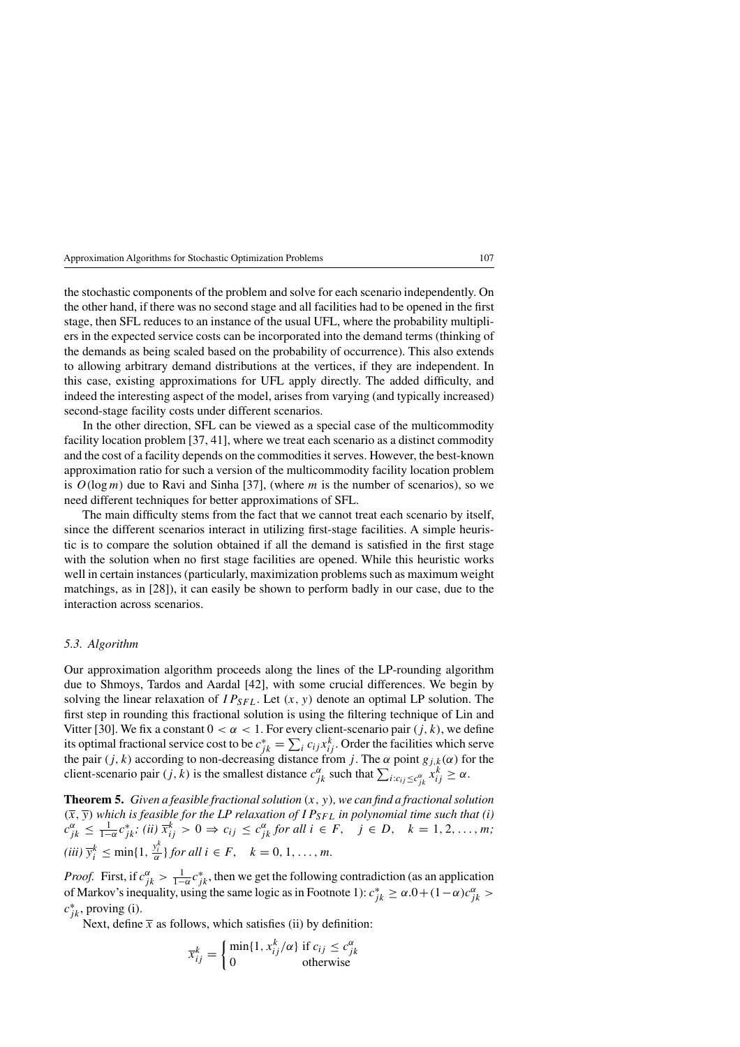the stochastic components of the problem and solve for each scenario independently. On the other hand, if there was no second stage and all facilities had to be opened in the first stage, then SFL reduces to an instance of the usual UFL, where the probability multipliers in the expected service costs can be incorporated into the demand terms (thinking of the demands as being scaled based on the probability of occurrence). This also extends to allowing arbitrary demand distributions at the vertices, if they are independent. In this case, existing approximations for UFL apply directly. The added difficulty, and indeed the interesting aspect of the model, arises from varying (and typically increased) second-stage facility costs under different scenarios.

In the other direction, SFL can be viewed as a special case of the multicommodity facility location problem [37, 41], where we treat each scenario as a distinct commodity and the cost of a facility depends on the commodities it serves. However, the best-known approximation ratio for such a version of the multicommodity facility location problem is $O(\log m)$ due to Ravi and Sinha [37], (where $m$ is the number of scenarios), so we need different techniques for better approximations of SFL.

The main difficulty stems from the fact that we cannot treat each scenario by itself, since the different scenarios interact in utilizing first-stage facilities. A simple heuristic is to compare the solution obtained if all the demand is satisfied in the first stage with the solution when no first stage facilities are opened. While this heuristic works well in certain instances (particularly, maximization problems such as maximum weight matchings, as in [28]), it can easily be shown to perform badly in our case, due to the interaction across scenarios.

### 5.3. Algorithm

Our approximation algorithm proceeds along the lines of the LP-rounding algorithm due to Shmoys, Tardos and Aardal [42], with some crucial differences. We begin by solving the linear relaxation of $IP_{SFL}$. Let $(x, y)$ denote an optimal LP solution. The first step in rounding this fractional solution is using the filtering technique of Lin and Vitter [30]. We fix a constant $0 < \alpha < 1$. For every client-scenario pair $(j, k)$, we define its optimal fractional service cost to be $c^*_{jk} = \sum_i c_{ij} x^k_{ij}$. Order the facilities which serve the pair $(j, k)$ according to non-decreasing distance from $j$. The $\alpha$ point $g_{j,k}(\alpha)$ for the client-scenario pair $(j, k)$ is the smallest distance $c^\alpha_{jk}$ such that $\sum_{i: c_{ij} \le c^\alpha_{jk}} x^k_{ij} \ge \alpha$.

**Theorem 5.** *Given a feasible fractional solution $(x, y)$, we can find a fractional solution $(\overline{x}, \overline{y})$ which is feasible for the LP relaxation of $IP_{SFL}$ in polynomial time such that (i) $c^\alpha_{jk} \le \frac{1}{1-\alpha} c^*_{jk}$; (ii) $\overline{x}^k_{ij} > 0 \Rightarrow c_{ij} \le c^\alpha_{jk}$ for all $i \in F$, $\quad j \in D$, $\quad k = 1, 2, \ldots, m$; (iii) $\overline{y}^k_i \le \min\{1, \frac{y^k_i}{\alpha}\}$ for all $i \in F$, $\quad k = 0, 1, \ldots, m$.*

*Proof.* First, if $c^\alpha_{jk} > \frac{1}{1-\alpha} c^*_{jk}$, then we get the following contradiction (as an application of Markov's inequality, using the same logic as in Footnote 1): $c^*_{jk} \ge \alpha.0 + (1-\alpha) c^\alpha_{jk} > c^*_{jk}$, proving (i).

Next, define $\overline{x}$ as follows, which satisfies (ii) by definition:

$$\overline{x}^k_{ij} = \begin{cases} \min\{1, x^k_{ij}/\alpha\} & \text{if } c_{ij} \le c^\alpha_{jk} \\ 0 & \text{otherwise} \end{cases}$$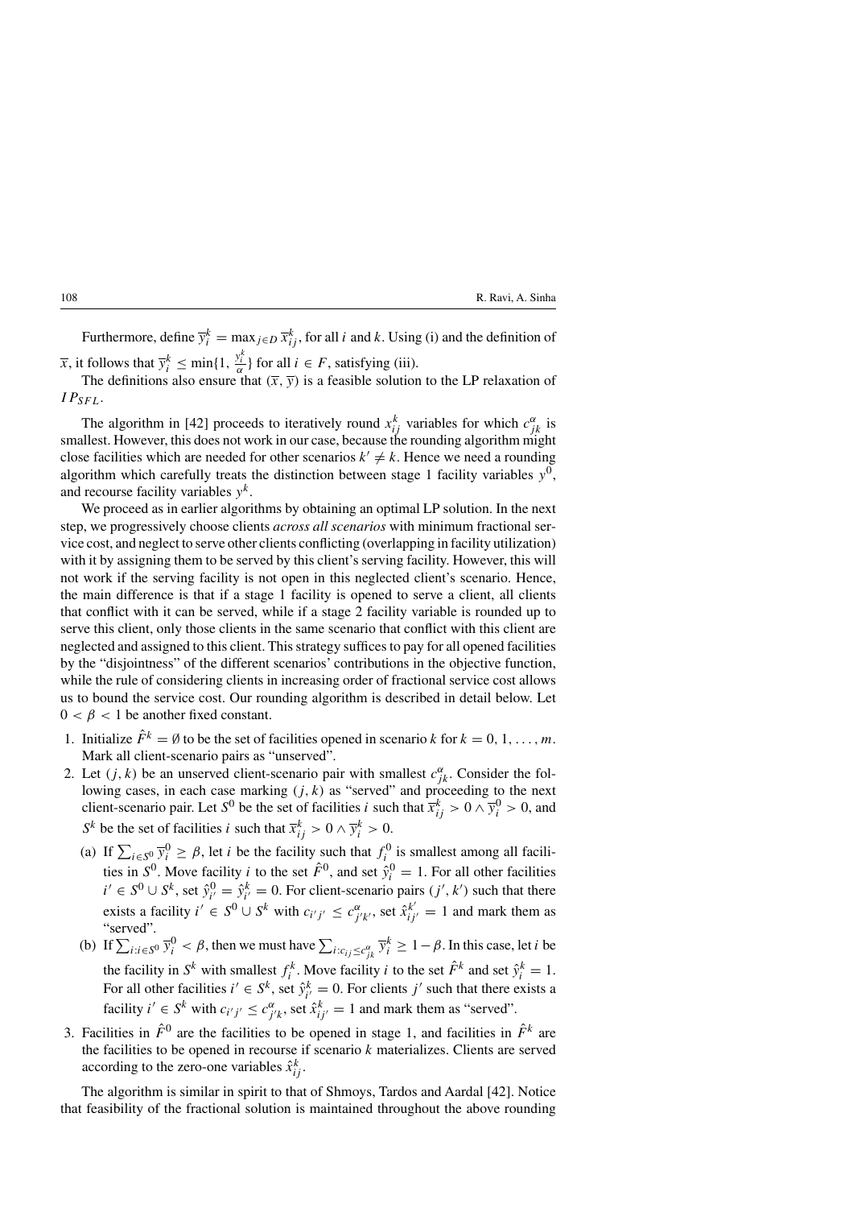Furthermore, define $\overline{y}_i^k = \max_{j \in D} \overline{x}_{ij}^k$, for all $i$ and $k$. Using (i) and the definition of $\overline{x}$, it follows that $\overline{y}_i^k \leq \min\{1, \frac{y_i^k}{\alpha}\}$ for all $i \in F$, satisfying (iii).

The definitions also ensure that $(\overline{x}, \overline{y})$ is a feasible solution to the LP relaxation of $IP_{SFL}$.

The algorithm in [42] proceeds to iteratively round $x_{ij}^k$ variables for which $c_{jk}^{\alpha}$ is smallest. However, this does not work in our case, because the rounding algorithm might close facilities which are needed for other scenarios $k' \neq k$. Hence we need a rounding algorithm which carefully treats the distinction between stage 1 facility variables $y^0$, and recourse facility variables $y^k$.

We proceed as in earlier algorithms by obtaining an optimal LP solution. In the next step, we progressively choose clients *across all scenarios* with minimum fractional service cost, and neglect to serve other clients conflicting (overlapping in facility utilization) with it by assigning them to be served by this client's serving facility. However, this will not work if the serving facility is not open in this neglected client's scenario. Hence, the main difference is that if a stage 1 facility is opened to serve a client, all clients that conflict with it can be served, while if a stage 2 facility variable is rounded up to serve this client, only those clients in the same scenario that conflict with this client are neglected and assigned to this client. This strategy suffices to pay for all opened facilities by the "disjointness" of the different scenarios' contributions in the objective function, while the rule of considering clients in increasing order of fractional service cost allows us to bound the service cost. Our rounding algorithm is described in detail below. Let $0 < \beta < 1$ be another fixed constant.

1. Initialize $\hat{F}^k = \emptyset$ to be the set of facilities opened in scenario $k$ for $k = 0, 1, \ldots, m$. Mark all client-scenario pairs as "unserved".
2. Let $(j, k)$ be an unserved client-scenario pair with smallest $c_{jk}^{\alpha}$. Consider the following cases, in each case marking $(j, k)$ as "served" and proceeding to the next client-scenario pair. Let $S^0$ be the set of facilities $i$ such that $\overline{x}_{ij}^k > 0 \wedge \overline{y}_i^0 > 0$, and $S^k$ be the set of facilities $i$ such that $\overline{x}_{ij}^k > 0 \wedge \overline{y}_i^k > 0$.
   (a) If $\sum_{i \in S^0} \overline{y}_i^0 \geq \beta$, let $i$ be the facility such that $f_i^0$ is smallest among all facilities in $S^0$. Move facility $i$ to the set $\hat{F}^0$, and set $\hat{y}_i^0 = 1$. For all other facilities $i' \in S^0 \cup S^k$, set $\hat{y}_{i'}^0 = \hat{y}_{i'}^k = 0$. For client-scenario pairs $(j', k')$ such that there exists a facility $i' \in S^0 \cup S^k$ with $c_{i'j'} \leq c_{j'k'}^{\alpha}$, set $\hat{x}_{ij'}^{k'} = 1$ and mark them as "served".
   (b) If $\sum_{i: i \in S^0} \overline{y}_i^0 < \beta$, then we must have $\sum_{i: c_{ij} \leq c_{jk}^{\alpha}} \overline{y}_i^k \geq 1 - \beta$. In this case, let $i$ be the facility in $S^k$ with smallest $f_i^k$. Move facility $i$ to the set $\hat{F}^k$ and set $\hat{y}_i^k = 1$. For all other facilities $i' \in S^k$, set $\hat{y}_{i'}^k = 0$. For clients $j'$ such that there exists a facility $i' \in S^k$ with $c_{i'j'} \leq c_{j'k}^{\alpha}$, set $\hat{x}_{ij'}^k = 1$ and mark them as "served".
3. Facilities in $\hat{F}^0$ are the facilities to be opened in stage 1, and facilities in $\hat{F}^k$ are the facilities to be opened in recourse if scenario $k$ materializes. Clients are served according to the zero-one variables $\hat{x}_{ij}^k$.

The algorithm is similar in spirit to that of Shmoys, Tardos and Aardal [42]. Notice that feasibility of the fractional solution is maintained throughout the above rounding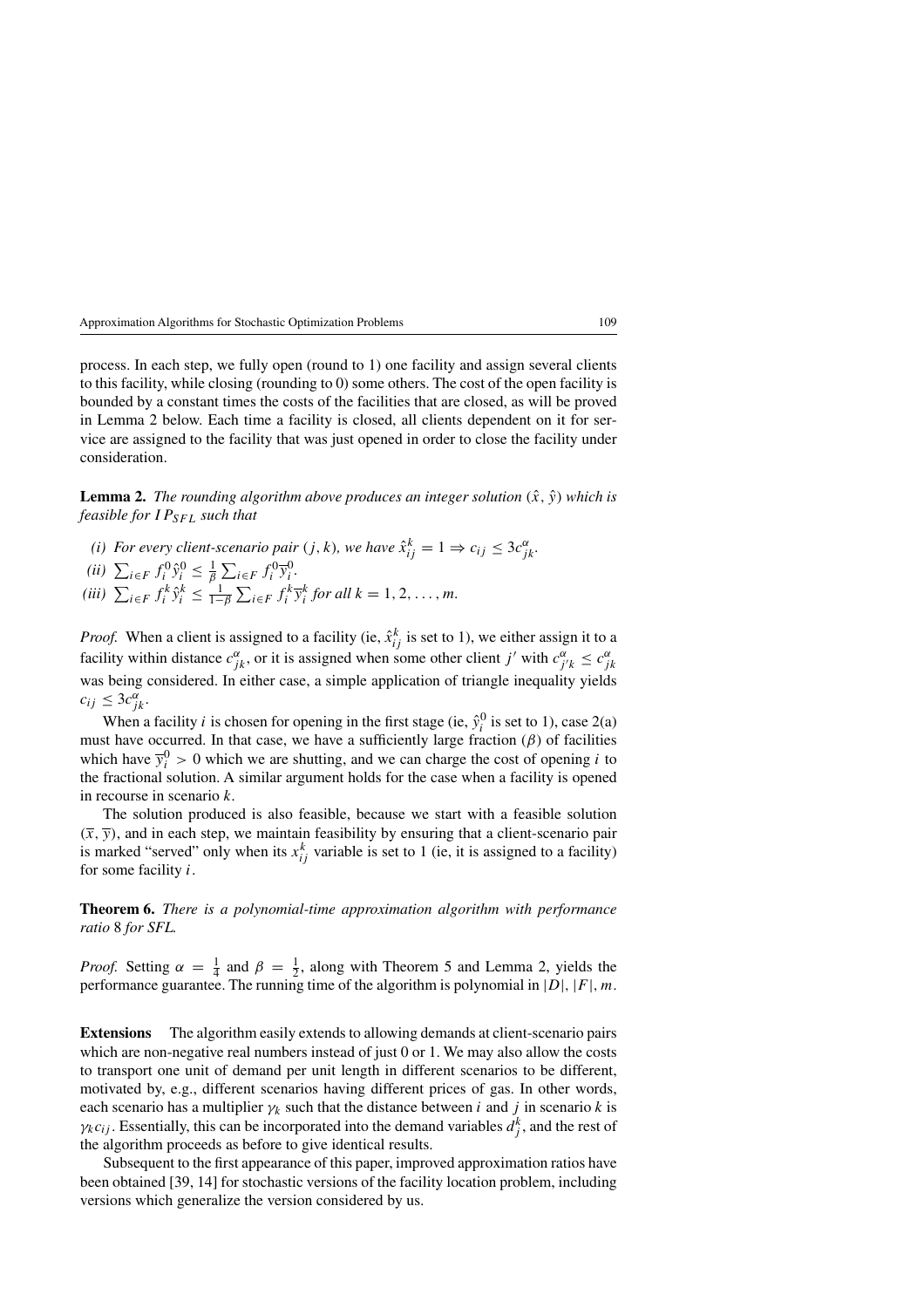process. In each step, we fully open (round to 1) one facility and assign several clients to this facility, while closing (rounding to 0) some others. The cost of the open facility is bounded by a constant times the costs of the facilities that are closed, as will be proved in Lemma 2 below. Each time a facility is closed, all clients dependent on it for service are assigned to the facility that was just opened in order to close the facility under consideration.

**Lemma 2.** *The rounding algorithm above produces an integer solution* $(\hat{x}, \hat{y})$ *which is feasible for* $IP_{SFL}$ *such that*

*(i) For every client-scenario pair* $(j, k)$*, we have* $\hat{x}_{ij}^k = 1 \Rightarrow c_{ij} \leq 3c_{jk}^{\alpha}$.

*(ii)* $\sum_{i \in F} f_i^0 \hat{y}_i^0 \leq \frac{1}{\beta} \sum_{i \in F} f_i^0 \overline{y}_i^0$.

*(iii)* $\sum_{i \in F} f_i^k \hat{y}_i^k \leq \frac{1}{1-\beta} \sum_{i \in F} f_i^k \overline{y}_i^k$ *for all* $k = 1, 2, \ldots, m$.

*Proof.* When a client is assigned to a facility (ie, $\hat{x}_{ij}^k$ is set to 1), we either assign it to a facility within distance $c_{jk}^{\alpha}$, or it is assigned when some other client $j'$ with $c_{j'k}^{\alpha} \leq c_{jk}^{\alpha}$ was being considered. In either case, a simple application of triangle inequality yields $c_{ij} \leq 3c_{jk}^{\alpha}$.

When a facility $i$ is chosen for opening in the first stage (ie, $\hat{y}_i^0$ is set to 1), case 2(a) must have occurred. In that case, we have a sufficiently large fraction ($\beta$) of facilities which have $\overline{y}_i^0 > 0$ which we are shutting, and we can charge the cost of opening $i$ to the fractional solution. A similar argument holds for the case when a facility is opened in recourse in scenario $k$.

The solution produced is also feasible, because we start with a feasible solution $(\overline{x}, \overline{y})$, and in each step, we maintain feasibility by ensuring that a client-scenario pair is marked "served" only when its $x_{ij}^k$ variable is set to 1 (ie, it is assigned to a facility) for some facility $i$.

**Theorem 6.** *There is a polynomial-time approximation algorithm with performance ratio* 8 *for SFL.*

*Proof.* Setting $\alpha = \frac{1}{4}$ and $\beta = \frac{1}{2}$, along with Theorem 5 and Lemma 2, yields the performance guarantee. The running time of the algorithm is polynomial in $|D|, |F|, m$.

**Extensions** The algorithm easily extends to allowing demands at client-scenario pairs which are non-negative real numbers instead of just 0 or 1. We may also allow the costs to transport one unit of demand per unit length in different scenarios to be different, motivated by, e.g., different scenarios having different prices of gas. In other words, each scenario has a multiplier $\gamma_k$ such that the distance between $i$ and $j$ in scenario $k$ is $\gamma_k c_{ij}$. Essentially, this can be incorporated into the demand variables $d_j^k$, and the rest of the algorithm proceeds as before to give identical results.

Subsequent to the first appearance of this paper, improved approximation ratios have been obtained [39, 14] for stochastic versions of the facility location problem, including versions which generalize the version considered by us.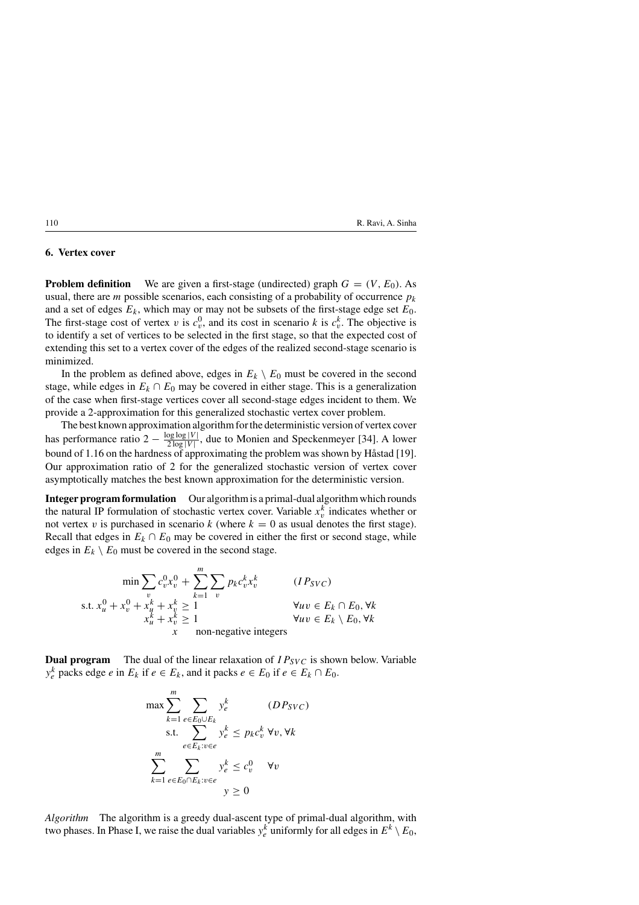## 6. Vertex cover

**Problem definition** We are given a first-stage (undirected) graph $G = (V, E_0)$. As usual, there are $m$ possible scenarios, each consisting of a probability of occurrence $p_k$ and a set of edges $E_k$, which may or may not be subsets of the first-stage edge set $E_0$. The first-stage cost of vertex $v$ is $c_v^0$, and its cost in scenario $k$ is $c_v^k$. The objective is to identify a set of vertices to be selected in the first stage, so that the expected cost of extending this set to a vertex cover of the edges of the realized second-stage scenario is minimized.

In the problem as defined above, edges in $E_k \setminus E_0$ must be covered in the second stage, while edges in $E_k \cap E_0$ may be covered in either stage. This is a generalization of the case when first-stage vertices cover all second-stage edges incident to them. We provide a 2-approximation for this generalized stochastic vertex cover problem.

The best known approximation algorithm for the deterministic version of vertex cover has performance ratio $2 - \frac{\log \log |V|}{2 \log |V|}$, due to Monien and Speckenmeyer [34]. A lower bound of 1.16 on the hardness of approximating the problem was shown by Håstad [19]. Our approximation ratio of 2 for the generalized stochastic version of vertex cover asymptotically matches the best known approximation for the deterministic version.

**Integer program formulation** Our algorithm is a primal-dual algorithm which rounds the natural IP formulation of stochastic vertex cover. Variable $x_v^k$ indicates whether or not vertex $v$ is purchased in scenario $k$ (where $k = 0$ as usual denotes the first stage). Recall that edges in $E_k \cap E_0$ may be covered in either the first or second stage, while edges in $E_k \setminus E_0$ must be covered in the second stage.

$$
\begin{aligned}
\min \sum_v c_v^0 x_v^0 + \sum_{k=1}^{m} \sum_v p_k c_v^k x_v^k & \qquad\qquad (IP_{SVC}) \\
\text{s.t. } x_u^0 + x_v^0 + x_u^k + x_v^k \geq 1 & \qquad\qquad \forall uv \in E_k \cap E_0, \forall k \\
x_u^k + x_v^k \geq 1 & \qquad\qquad \forall uv \in E_k \setminus E_0, \forall k \\
x \quad \text{non-negative integers} &
\end{aligned}
$$

**Dual program** The dual of the linear relaxation of $IP_{SVC}$ is shown below. Variable $y_e^k$ packs edge $e$ in $E_k$ if $e \in E_k$, and it packs $e \in E_0$ if $e \in E_k \cap E_0$.

$$
\begin{aligned}
\max \sum_{k=1}^{m} \sum_{e \in E_0 \cup E_k} y_e^k & \qquad\qquad (DP_{SVC}) \\
\text{s.t.} \sum_{e \in E_k : v \in e} y_e^k \leq p_k c_v^k & \quad \forall v, \forall k \\
\sum_{k=1}^{m} \sum_{e \in E_0 \cap E_k : v \in e} y_e^k \leq c_v^0 & \quad \forall v \\
y \geq 0 &
\end{aligned}
$$

*Algorithm* The algorithm is a greedy dual-ascent type of primal-dual algorithm, with two phases. In Phase I, we raise the dual variables $y_e^k$ uniformly for all edges in $E^k \setminus E_0$,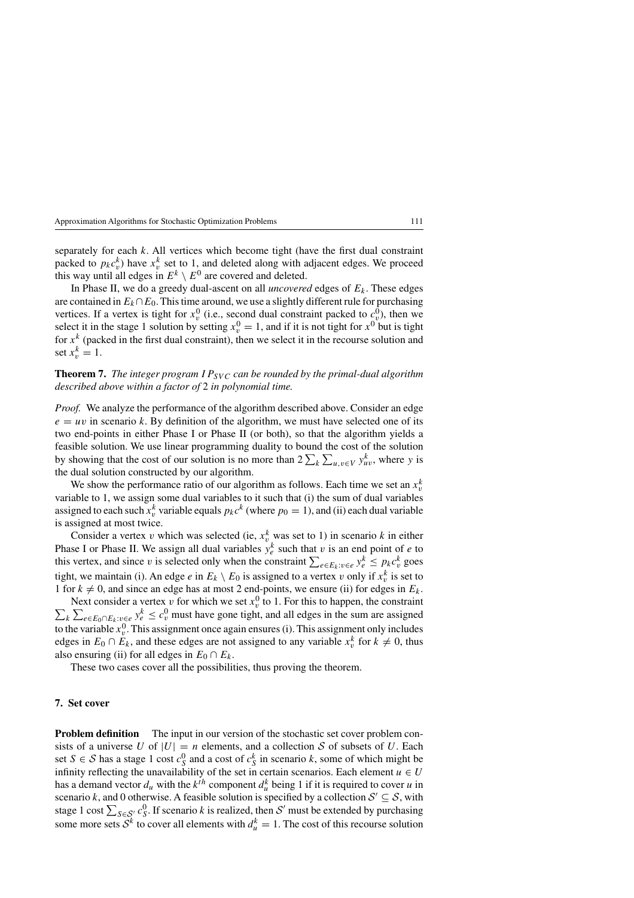separately for each $k$. All vertices which become tight (have the first dual constraint packed to $p_k c_v^k$) have $x_v^k$ set to 1, and deleted along with adjacent edges. We proceed this way until all edges in $E^k \setminus E^0$ are covered and deleted.

In Phase II, we do a greedy dual-ascent on all *uncovered* edges of $E_k$. These edges are contained in $E_k \cap E_0$. This time around, we use a slightly different rule for purchasing vertices. If a vertex is tight for $x_v^0$ (i.e., second dual constraint packed to $c_v^0$), then we select it in the stage 1 solution by setting $x_v^0 = 1$, and if it is not tight for $x^0$ but is tight for $x^k$ (packed in the first dual constraint), then we select it in the recourse solution and set $x_v^k = 1$.

**Theorem 7.** *The integer program $IP_{SVC}$ can be rounded by the primal-dual algorithm described above within a factor of* 2 *in polynomial time.*

*Proof.* We analyze the performance of the algorithm described above. Consider an edge $e = uv$ in scenario $k$. By definition of the algorithm, we must have selected one of its two end-points in either Phase I or Phase II (or both), so that the algorithm yields a feasible solution. We use linear programming duality to bound the cost of the solution by showing that the cost of our solution is no more than $2 \sum_k \sum_{u,v \in V} y_{uv}^k$, where $y$ is the dual solution constructed by our algorithm.

We show the performance ratio of our algorithm as follows. Each time we set an $x_v^k$ variable to 1, we assign some dual variables to it such that (i) the sum of dual variables assigned to each such $x_v^k$ variable equals $p_k c^k$ (where $p_0 = 1$), and (ii) each dual variable is assigned at most twice.

Consider a vertex $v$ which was selected (ie, $x_v^k$ was set to 1) in scenario $k$ in either Phase I or Phase II. We assign all dual variables $y_e^k$ such that $v$ is an end point of $e$ to this vertex, and since $v$ is selected only when the constraint $\sum_{e \in E_k : v \in e} y_e^k \leq p_k c_v^k$ goes tight, we maintain (i). An edge $e$ in $E_k \setminus E_0$ is assigned to a vertex $v$ only if $x_v^k$ is set to 1 for $k \neq 0$, and since an edge has at most 2 end-points, we ensure (ii) for edges in $E_k$.

Next consider a vertex $v$ for which we set $x_v^0$ to 1. For this to happen, the constraint $\sum_k \sum_{e \in E_0 \cap E_k : v \in e} y_e^k \leq c_v^0$ must have gone tight, and all edges in the sum are assigned to the variable $x_v^0$. This assignment once again ensures (i). This assignment only includes edges in $E_0 \cap E_k$, and these edges are not assigned to any variable $x_v^k$ for $k \neq 0$, thus also ensuring (ii) for all edges in $E_0 \cap E_k$.

These two cases cover all the possibilities, thus proving the theorem.

## 7. Set cover

**Problem definition** The input in our version of the stochastic set cover problem consists of a universe $U$ of $|U| = n$ elements, and a collection $\mathcal{S}$ of subsets of $U$. Each set $S \in \mathcal{S}$ has a stage 1 cost $c_S^0$ and a cost of $c_S^k$ in scenario $k$, some of which might be infinity reflecting the unavailability of the set in certain scenarios. Each element $u \in U$ has a demand vector $d_u$ with the $k^{th}$ component $d_u^k$ being 1 if it is required to cover $u$ in scenario $k$, and 0 otherwise. A feasible solution is specified by a collection $\mathcal{S}' \subseteq \mathcal{S}$, with stage 1 cost $\sum_{S \in \mathcal{S}'} c_S^0$. If scenario $k$ is realized, then $\mathcal{S}'$ must be extended by purchasing some more sets $\mathcal{S}^k$ to cover all elements with $d_u^k = 1$. The cost of this recourse solution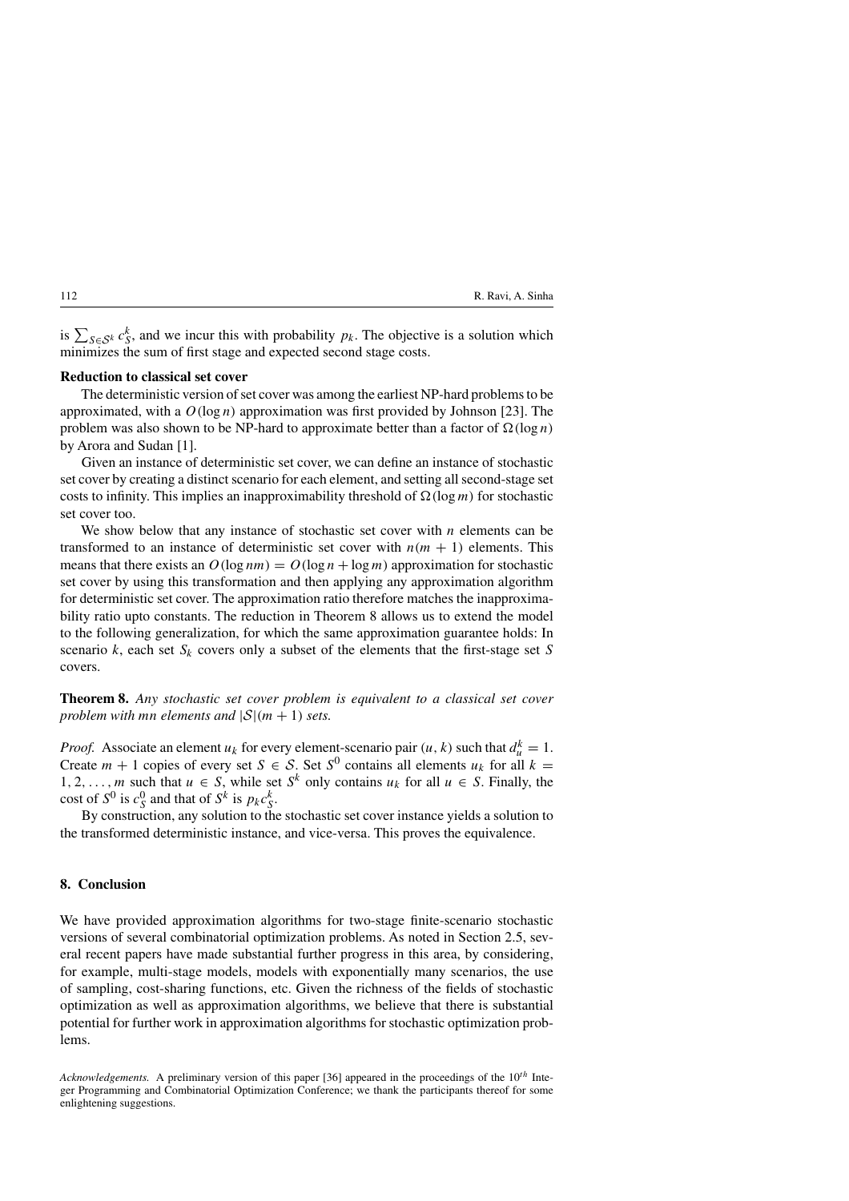is $\sum_{S \in \mathcal{S}^k} c_S^k$, and we incur this with probability $p_k$. The objective is a solution which minimizes the sum of first stage and expected second stage costs.

**Reduction to classical set cover**

The deterministic version of set cover was among the earliest NP-hard problems to be approximated, with a $O(\log n)$ approximation was first provided by Johnson [23]. The problem was also shown to be NP-hard to approximate better than a factor of $\Omega(\log n)$ by Arora and Sudan [1].

Given an instance of deterministic set cover, we can define an instance of stochastic set cover by creating a distinct scenario for each element, and setting all second-stage set costs to infinity. This implies an inapproximability threshold of $\Omega(\log m)$ for stochastic set cover too.

We show below that any instance of stochastic set cover with $n$ elements can be transformed to an instance of deterministic set cover with $n(m+1)$ elements. This means that there exists an $O(\log nm) = O(\log n + \log m)$ approximation for stochastic set cover by using this transformation and then applying any approximation algorithm for deterministic set cover. The approximation ratio therefore matches the inapproximability ratio upto constants. The reduction in Theorem 8 allows us to extend the model to the following generalization, for which the same approximation guarantee holds: In scenario $k$, each set $S_k$ covers only a subset of the elements that the first-stage set $S$ covers.

**Theorem 8.** *Any stochastic set cover problem is equivalent to a classical set cover problem with mn elements and $|\mathcal{S}|(m+1)$ sets.*

*Proof.* Associate an element $u_k$ for every element-scenario pair $(u, k)$ such that $d_u^k = 1$. Create $m+1$ copies of every set $S \in \mathcal{S}$. Set $S^0$ contains all elements $u_k$ for all $k = 1, 2, \ldots, m$ such that $u \in S$, while set $S^k$ only contains $u_k$ for all $u \in S$. Finally, the cost of $S^0$ is $c_S^0$ and that of $S^k$ is $p_k c_S^k$.

By construction, any solution to the stochastic set cover instance yields a solution to the transformed deterministic instance, and vice-versa. This proves the equivalence.

## 8. Conclusion

We have provided approximation algorithms for two-stage finite-scenario stochastic versions of several combinatorial optimization problems. As noted in Section 2.5, several recent papers have made substantial further progress in this area, by considering, for example, multi-stage models, models with exponentially many scenarios, the use of sampling, cost-sharing functions, etc. Given the richness of the fields of stochastic optimization as well as approximation algorithms, we believe that there is substantial potential for further work in approximation algorithms for stochastic optimization problems.

*Acknowledgements.* A preliminary version of this paper [36] appeared in the proceedings of the $10^{th}$ Integer Programming and Combinatorial Optimization Conference; we thank the participants thereof for some enlightening suggestions.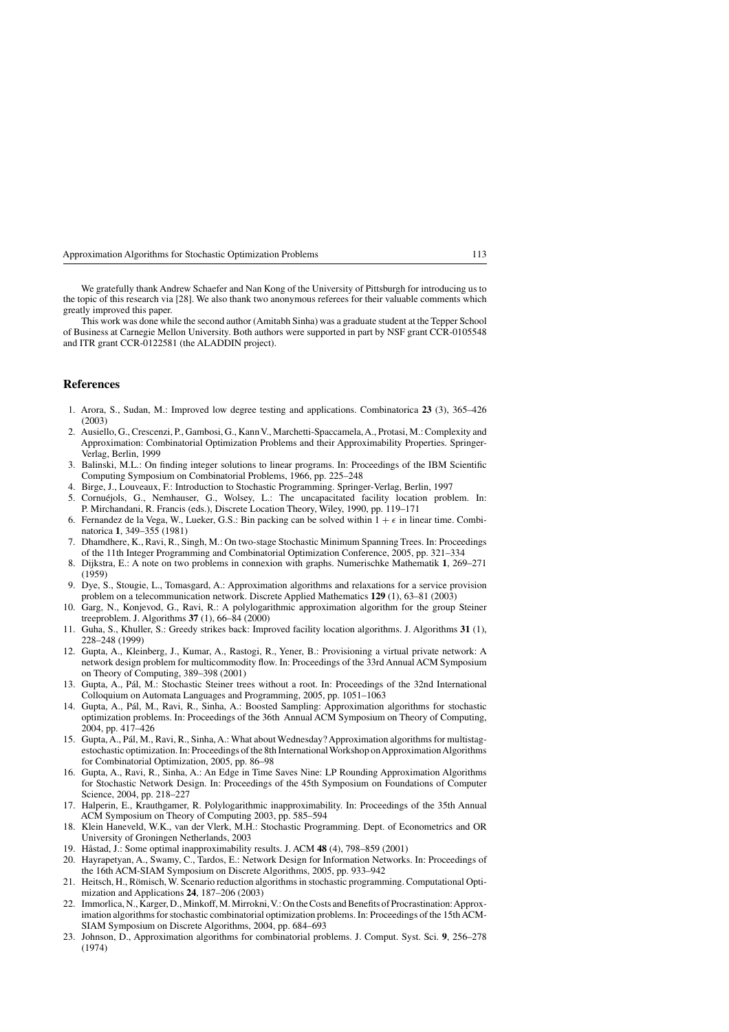We gratefully thank Andrew Schaefer and Nan Kong of the University of Pittsburgh for introducing us to the topic of this research via [28]. We also thank two anonymous referees for their valuable comments which greatly improved this paper.

This work was done while the second author (Amitabh Sinha) was a graduate student at the Tepper School of Business at Carnegie Mellon University. Both authors were supported in part by NSF grant CCR-0105548 and ITR grant CCR-0122581 (the ALADDIN project).

## References

1. Arora, S., Sudan, M.: Improved low degree testing and applications. Combinatorica **23** (3), 365–426 (2003)
2. Ausiello, G., Crescenzi, P., Gambosi, G., Kann V., Marchetti-Spaccamela, A., Protasi, M.: Complexity and Approximation: Combinatorial Optimization Problems and their Approximability Properties. Springer-Verlag, Berlin, 1999
3. Balinski, M.L.: On finding integer solutions to linear programs. In: Proceedings of the IBM Scientific Computing Symposium on Combinatorial Problems, 1966, pp. 225–248
4. Birge, J., Louveaux, F.: Introduction to Stochastic Programming. Springer-Verlag, Berlin, 1997
5. Cornuéjols, G., Nemhauser, G., Wolsey, L.: The uncapacitated facility location problem. In: P. Mirchandani, R. Francis (eds.), Discrete Location Theory, Wiley, 1990, pp. 119–171
6. Fernandez de la Vega, W., Lueker, G.S.: Bin packing can be solved within $1 + \epsilon$ in linear time. Combinatorica **1**, 349–355 (1981)
7. Dhamdhere, K., Ravi, R., Singh, M.: On two-stage Stochastic Minimum Spanning Trees. In: Proceedings of the 11th Integer Programming and Combinatorial Optimization Conference, 2005, pp. 321–334
8. Dijkstra, E.: A note on two problems in connexion with graphs. Numerischke Mathematik **1**, 269–271 (1959)
9. Dye, S., Stougie, L., Tomasgard, A.: Approximation algorithms and relaxations for a service provision problem on a telecommunication network. Discrete Applied Mathematics **129** (1), 63–81 (2003)
10. Garg, N., Konjevod, G., Ravi, R.: A polylogarithmic approximation algorithm for the group Steiner treeproblem. J. Algorithms **37** (1), 66–84 (2000)
11. Guha, S., Khuller, S.: Greedy strikes back: Improved facility location algorithms. J. Algorithms **31** (1), 228–248 (1999)
12. Gupta, A., Kleinberg, J., Kumar, A., Rastogi, R., Yener, B.: Provisioning a virtual private network: A network design problem for multicommodity flow. In: Proceedings of the 33rd Annual ACM Symposium on Theory of Computing, 389–398 (2001)
13. Gupta, A., Pál, M.: Stochastic Steiner trees without a root. In: Proceedings of the 32nd International Colloquium on Automata Languages and Programming, 2005, pp. 1051–1063
14. Gupta, A., Pál, M., Ravi, R., Sinha, A.: Boosted Sampling: Approximation algorithms for stochastic optimization problems. In: Proceedings of the 36th Annual ACM Symposium on Theory of Computing, 2004, pp. 417–426
15. Gupta, A., Pál, M., Ravi, R., Sinha, A.: What about Wednesday? Approximation algorithms for multistage-stochastic optimization. In: Proceedings of the 8th International Workshop on Approximation Algorithms for Combinatorial Optimization, 2005, pp. 86–98
16. Gupta, A., Ravi, R., Sinha, A.: An Edge in Time Saves Nine: LP Rounding Approximation Algorithms for Stochastic Network Design. In: Proceedings of the 45th Symposium on Foundations of Computer Science, 2004, pp. 218–227
17. Halperin, E., Krauthgamer, R. Polylogarithmic inapproximability. In: Proceedings of the 35th Annual ACM Symposium on Theory of Computing 2003, pp. 585–594
18. Klein Haneveld, W.K., van der Vlerk, M.H.: Stochastic Programming. Dept. of Econometrics and OR University of Groningen Netherlands, 2003
19. Håstad, J.: Some optimal inapproximability results. J. ACM **48** (4), 798–859 (2001)
20. Hayrapetyan, A., Swamy, C., Tardos, E.: Network Design for Information Networks. In: Proceedings of the 16th ACM-SIAM Symposium on Discrete Algorithms, 2005, pp. 933–942
21. Heitsch, H., Römisch, W. Scenario reduction algorithms in stochastic programming. Computational Optimization and Applications **24**, 187–206 (2003)
22. Immorlica, N., Karger, D., Minkoff, M. Mirrokni, V.: On the Costs and Benefits of Procrastination: Approximation algorithms for stochastic combinatorial optimization problems. In: Proceedings of the 15th ACM-SIAM Symposium on Discrete Algorithms, 2004, pp. 684–693
23. Johnson, D., Approximation algorithms for combinatorial problems. J. Comput. Syst. Sci. **9**, 256–278 (1974)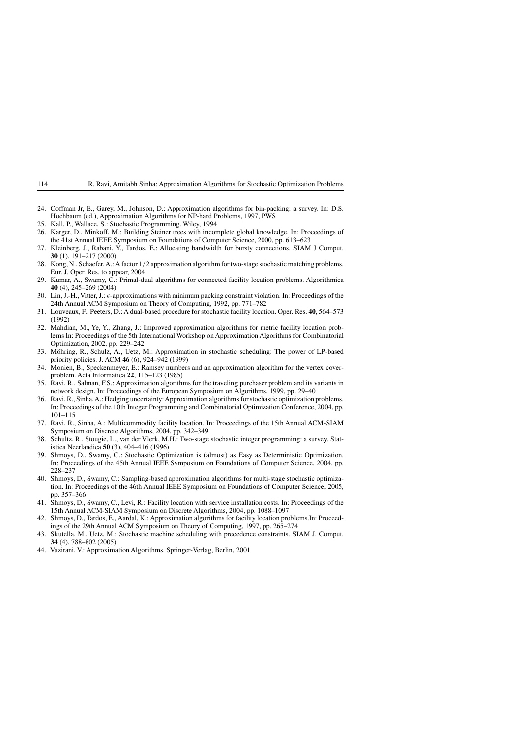24. Coffman Jr, E., Garey, M., Johnson, D.: Approximation algorithms for bin-packing: a survey. In: D.S. Hochbaum (ed.), Approximation Algorithms for NP-hard Problems, 1997, PWS
25. Kall, P., Wallace, S.: Stochastic Programming. Wiley, 1994
26. Karger, D., Minkoff, M.: Building Steiner trees with incomplete global knowledge. In: Proceedings of the 41st Annual IEEE Symposium on Foundations of Computer Science, 2000, pp. 613–623
27. Kleinberg, J., Rabani, Y., Tardos, E.: Allocating bandwidth for bursty connections. SIAM J Comput. **30** (1), 191–217 (2000)
28. Kong, N., Schaefer, A.: A factor $1/2$ approximation algorithm for two-stage stochastic matching problems. Eur. J. Oper. Res. to appear, 2004
29. Kumar, A., Swamy, C.: Primal-dual algorithms for connected facility location problems. Algorithmica **40** (4), 245–269 (2004)
30. Lin, J.-H., Vitter, J.: $\epsilon$-approximations with minimum packing constraint violation. In: Proceedings of the 24th Annual ACM Symposium on Theory of Computing, 1992, pp. 771–782
31. Louveaux, F., Peeters, D.: A dual-based procedure for stochastic facility location. Oper. Res. **40**, 564–573 (1992)
32. Mahdian, M., Ye, Y., Zhang, J.: Improved approximation algorithms for metric facility location problems In: Proceedings of the 5th International Workshop on Approximation Algorithms for Combinatorial Optimization, 2002, pp. 229–242
33. Möhring, R., Schulz, A., Uetz, M.: Approximation in stochastic scheduling: The power of LP-based priority policies. J. ACM **46** (6), 924–942 (1999)
34. Monien, B., Speckenmeyer, E.: Ramsey numbers and an approximation algorithm for the vertex cover-problem. Acta Informatica **22**, 115–123 (1985)
35. Ravi, R., Salman, F.S.: Approximation algorithms for the traveling purchaser problem and its variants in network design. In: Proceedings of the European Symposium on Algorithms, 1999, pp. 29–40
36. Ravi, R., Sinha, A.: Hedging uncertainty: Approximation algorithms for stochastic optimization problems. In: Proceedings of the 10th Integer Programming and Combinatorial Optimization Conference, 2004, pp. 101–115
37. Ravi, R., Sinha, A.: Multicommodity facility location. In: Proceedings of the 15th Annual ACM-SIAM Symposium on Discrete Algorithms, 2004, pp. 342–349
38. Schultz, R., Stougie, L., van der Vlerk, M.H.: Two-stage stochastic integer programming: a survey. Statistica Neerlandica **50** (3), 404–416 (1996)
39. Shmoys, D., Swamy, C.: Stochastic Optimization is (almost) as Easy as Deterministic Optimization. In: Proceedings of the 45th Annual IEEE Symposium on Foundations of Computer Science, 2004, pp. 228–237
40. Shmoys, D., Swamy, C.: Sampling-based approximation algorithms for multi-stage stochastic optimization. In: Proceedings of the 46th Annual IEEE Symposium on Foundations of Computer Science, 2005, pp. 357–366
41. Shmoys, D., Swamy, C., Levi, R.: Facility location with service installation costs. In: Proceedings of the 15th Annual ACM-SIAM Symposium on Discrete Algorithms, 2004, pp. 1088–1097
42. Shmoys, D., Tardos, E., Aardal, K.: Approximation algorithms for facility location problems.In: Proceedings of the 29th Annual ACM Symposium on Theory of Computing, 1997, pp. 265–274
43. Skutella, M., Uetz, M.: Stochastic machine scheduling with precedence constraints. SIAM J. Comput. **34** (4), 788–802 (2005)
44. Vazirani, V.: Approximation Algorithms. Springer-Verlag, Berlin, 2001